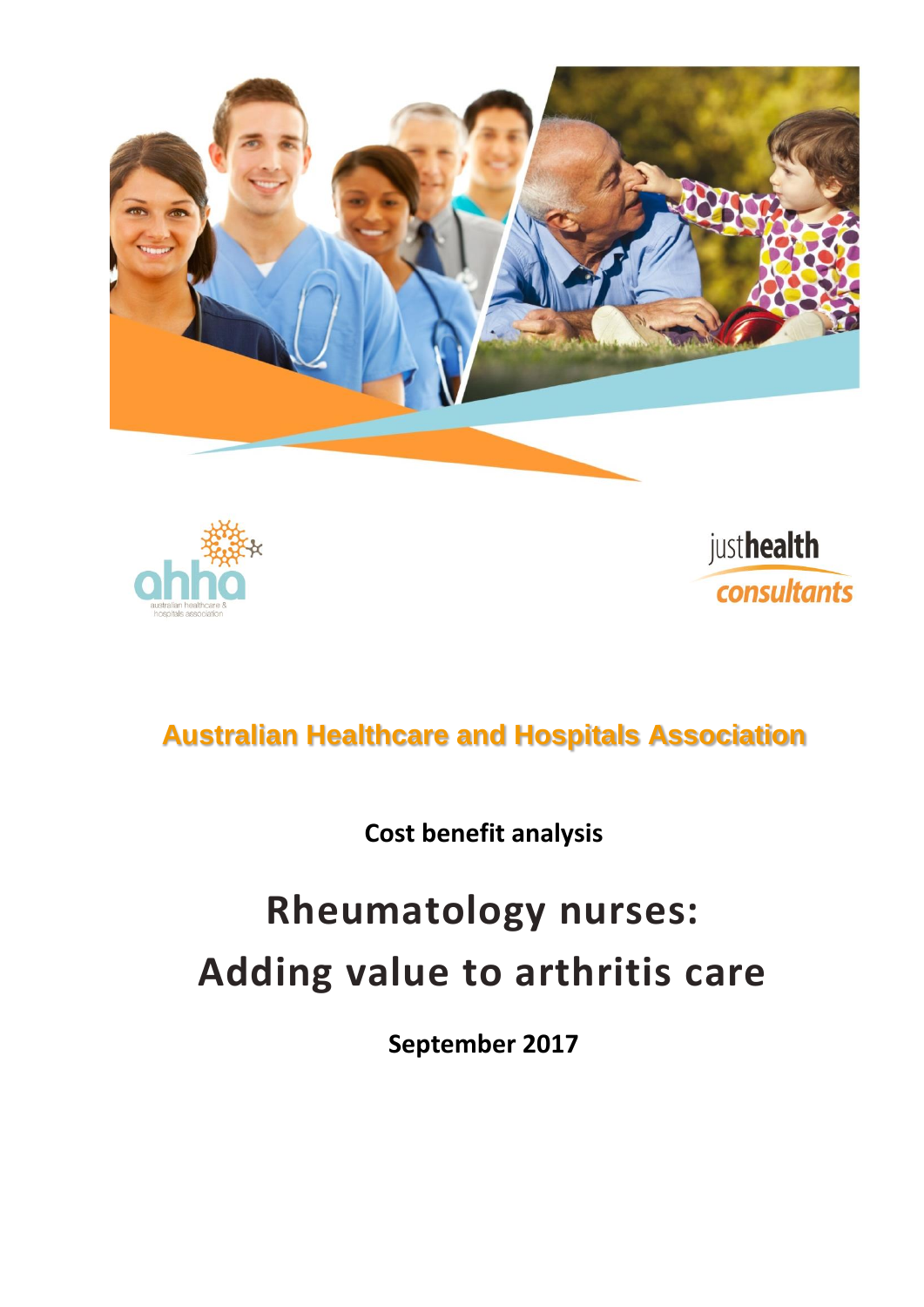Australian Healthcare and Hospitals Association

**Cost benefit analysis**

# Rheumatology nurses: Adding value to arthritis care

**September 2017**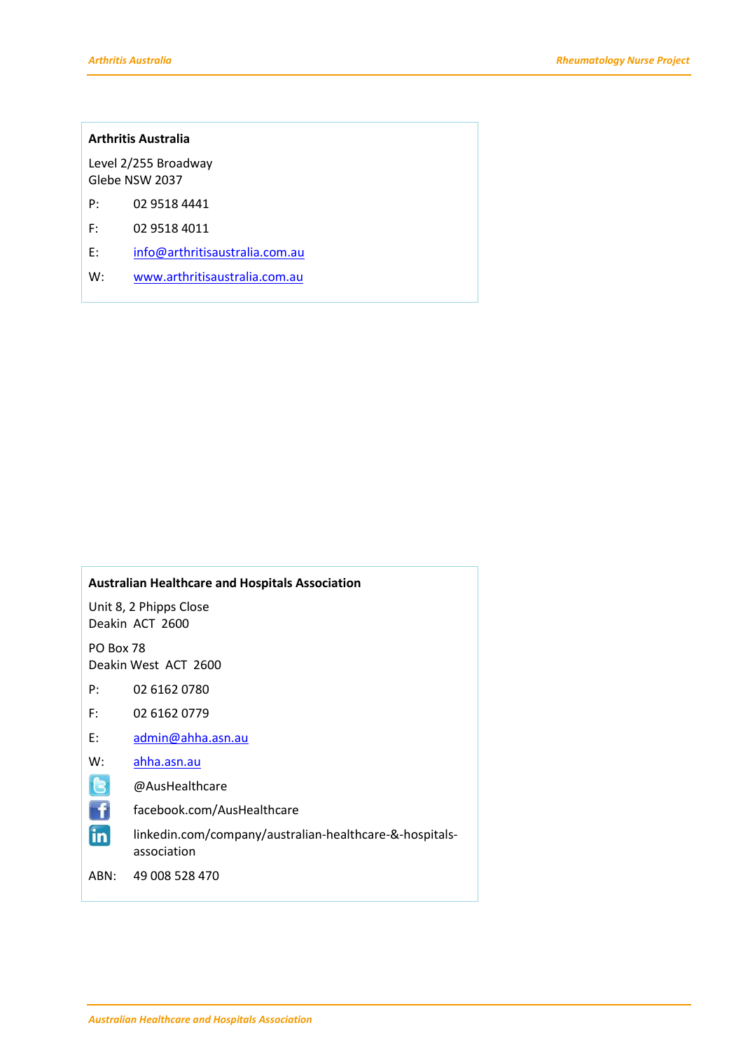**Arthritis Australia**

Level 2/255 Broadway
Glebe NSW 2037

P: 02 9518 4441

F: 02 9518 4011

E: info@arthritisaustralia.com.au

W: www.arthritisaustralia.com.au

**Australian Healthcare and Hospitals Association**

Unit 8, 2 Phipps Close
Deakin ACT 2600

PO Box 78
Deakin West ACT 2600

P: 02 6162 0780

F: 02 6162 0779

E: admin@ahha.asn.au

W: ahha.asn.au

@AusHealthcare

facebook.com/AusHealthcare

linkedin.com/company/australian-healthcare-&-hospitals-association

ABN: 49 008 528 470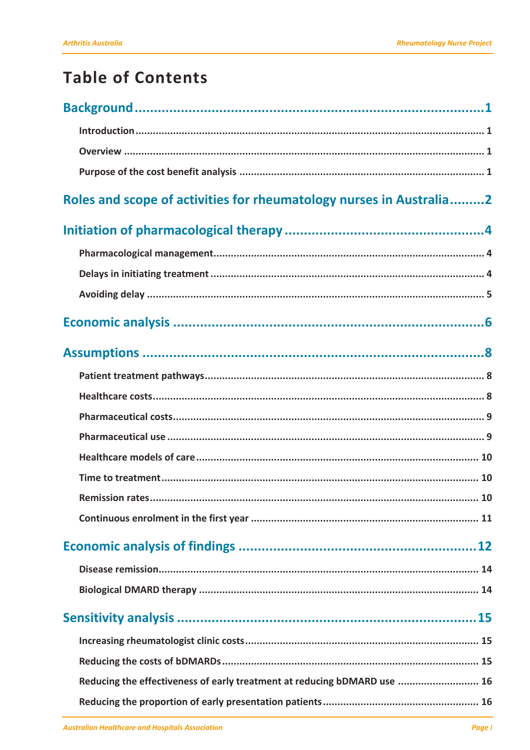# Table of Contents

**Background** ..................... 1

- Introduction ..................... 1
- Overview ..................... 1
- Purpose of the cost benefit analysis ..................... 1

**Roles and scope of activities for rheumatology nurses in Australia** ..................... 2

**Initiation of pharmacological therapy** ..................... 4

- Pharmacological management ..................... 4
- Delays in initiating treatment ..................... 4
- Avoiding delay ..................... 5

**Economic analysis** ..................... 6

**Assumptions** ..................... 8

- Patient treatment pathways ..................... 8
- Healthcare costs ..................... 8
- Pharmaceutical costs ..................... 9
- Pharmaceutical use ..................... 9
- Healthcare models of care ..................... 10
- Time to treatment ..................... 10
- Remission rates ..................... 10
- Continuous enrolment in the first year ..................... 11

**Economic analysis of findings** ..................... 12

- Disease remission ..................... 14
- Biological DMARD therapy ..................... 14

**Sensitivity analysis** ..................... 15

- Increasing rheumatologist clinic costs ..................... 15
- Reducing the costs of bDMARDs ..................... 15
- Reducing the effectiveness of early treatment at reducing bDMARD use ..................... 16
- Reducing the proportion of early presentation patients ..................... 16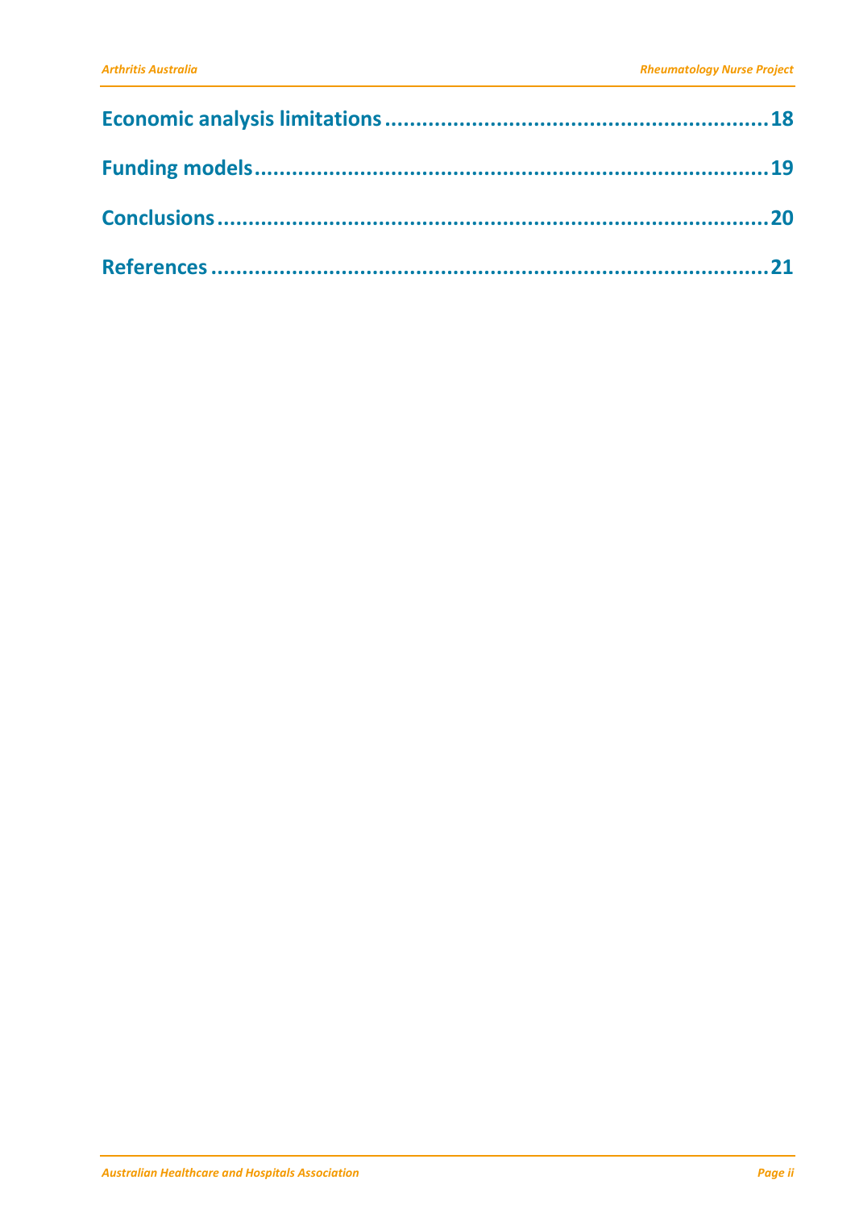Economic analysis limitations ............................................................ 18

Funding models ............................................................................ 19

Conclusions ................................................................................. 20

References .................................................................................. 21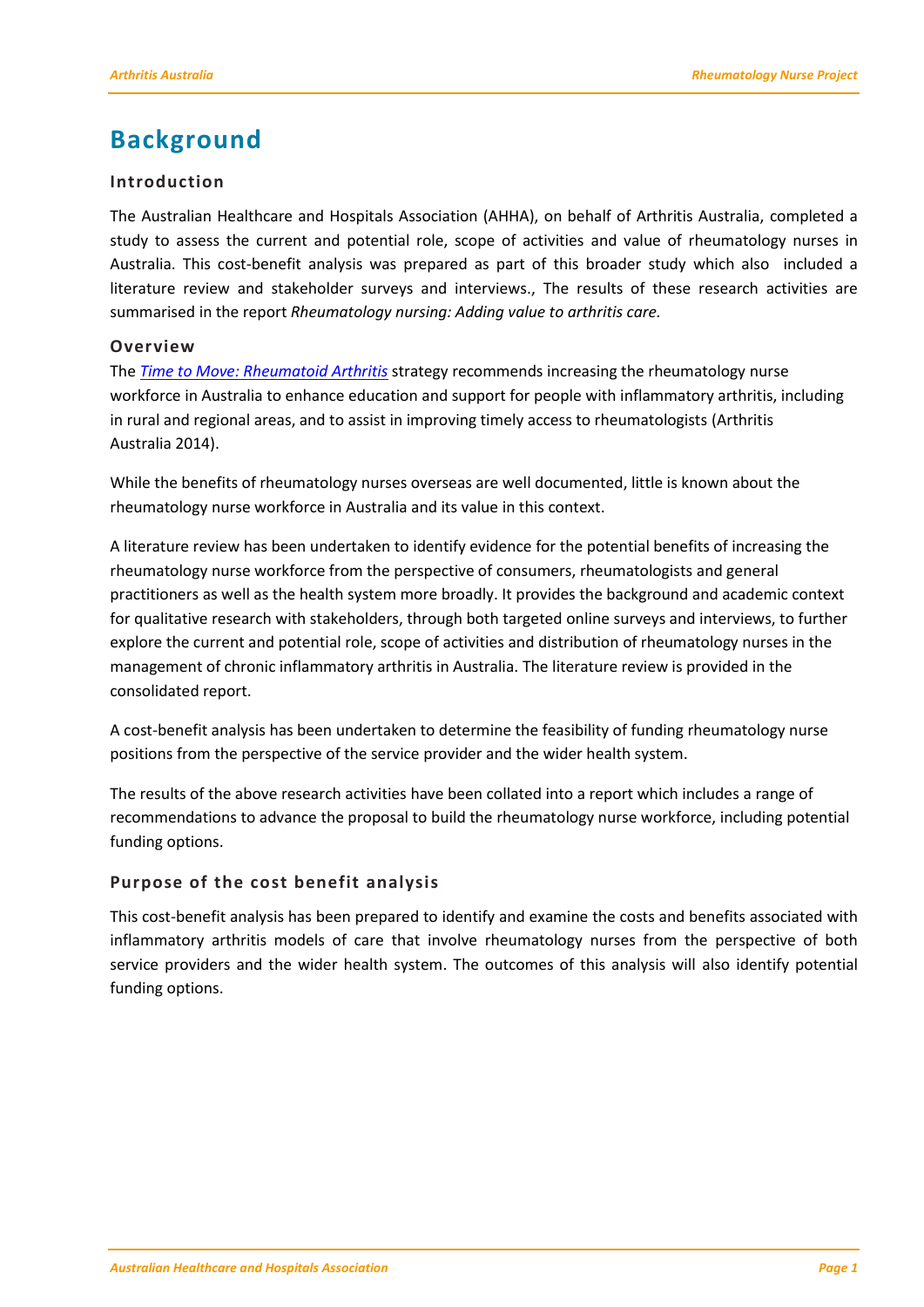# Background

## Introduction

The Australian Healthcare and Hospitals Association (AHHA), on behalf of Arthritis Australia, completed a study to assess the current and potential role, scope of activities and value of rheumatology nurses in Australia. This cost-benefit analysis was prepared as part of this broader study which also included a literature review and stakeholder surveys and interviews., The results of these research activities are summarised in the report *Rheumatology nursing: Adding value to arthritis care.*

## Overview

The *Time to Move: Rheumatoid Arthritis* strategy recommends increasing the rheumatology nurse workforce in Australia to enhance education and support for people with inflammatory arthritis, including in rural and regional areas, and to assist in improving timely access to rheumatologists (Arthritis Australia 2014).

While the benefits of rheumatology nurses overseas are well documented, little is known about the rheumatology nurse workforce in Australia and its value in this context.

A literature review has been undertaken to identify evidence for the potential benefits of increasing the rheumatology nurse workforce from the perspective of consumers, rheumatologists and general practitioners as well as the health system more broadly. It provides the background and academic context for qualitative research with stakeholders, through both targeted online surveys and interviews, to further explore the current and potential role, scope of activities and distribution of rheumatology nurses in the management of chronic inflammatory arthritis in Australia. The literature review is provided in the consolidated report.

A cost-benefit analysis has been undertaken to determine the feasibility of funding rheumatology nurse positions from the perspective of the service provider and the wider health system.

The results of the above research activities have been collated into a report which includes a range of recommendations to advance the proposal to build the rheumatology nurse workforce, including potential funding options.

## Purpose of the cost benefit analysis

This cost-benefit analysis has been prepared to identify and examine the costs and benefits associated with inflammatory arthritis models of care that involve rheumatology nurses from the perspective of both service providers and the wider health system. The outcomes of this analysis will also identify potential funding options.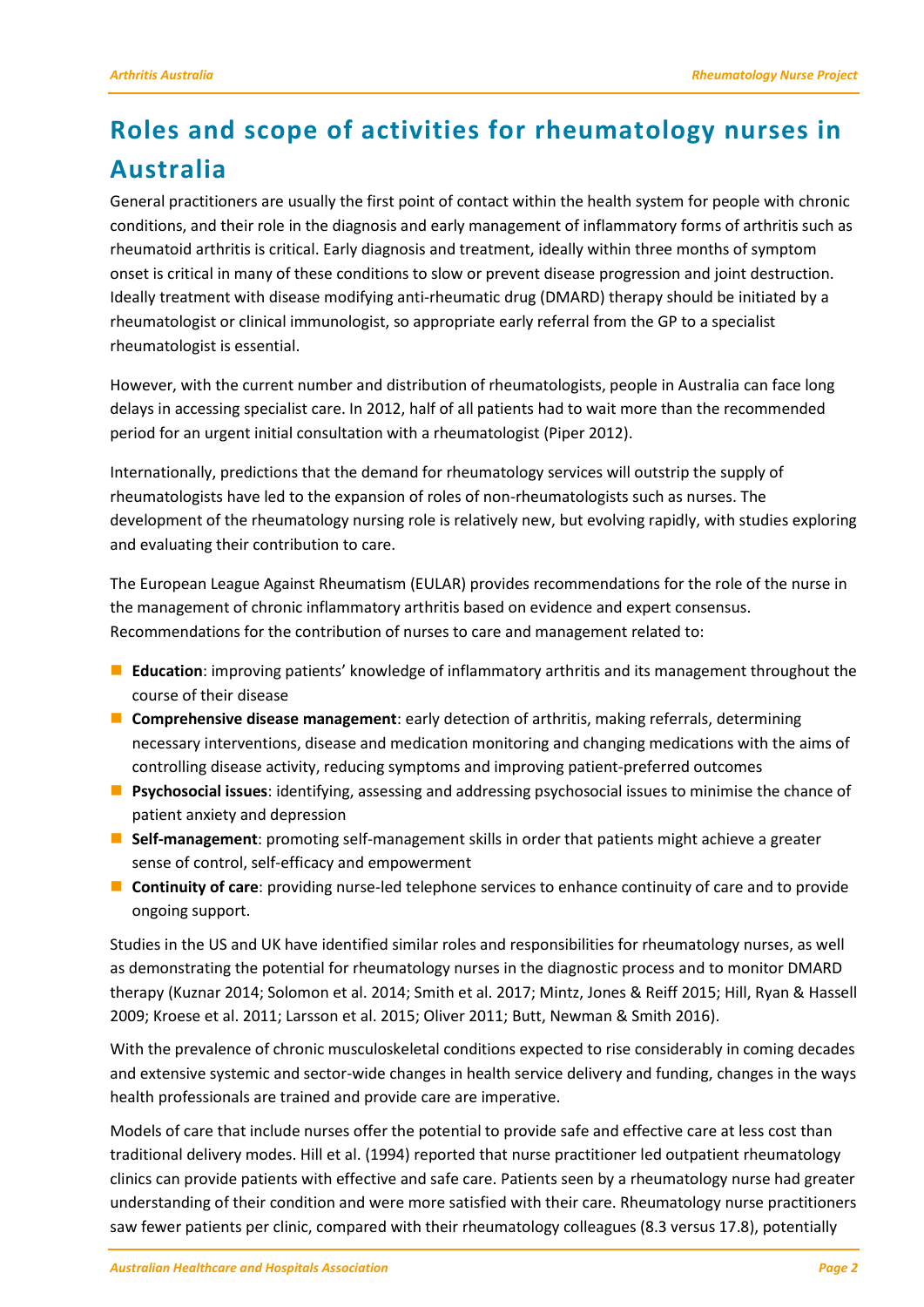# Roles and scope of activities for rheumatology nurses in Australia

General practitioners are usually the first point of contact within the health system for people with chronic conditions, and their role in the diagnosis and early management of inflammatory forms of arthritis such as rheumatoid arthritis is critical. Early diagnosis and treatment, ideally within three months of symptom onset is critical in many of these conditions to slow or prevent disease progression and joint destruction. Ideally treatment with disease modifying anti-rheumatic drug (DMARD) therapy should be initiated by a rheumatologist or clinical immunologist, so appropriate early referral from the GP to a specialist rheumatologist is essential.

However, with the current number and distribution of rheumatologists, people in Australia can face long delays in accessing specialist care. In 2012, half of all patients had to wait more than the recommended period for an urgent initial consultation with a rheumatologist (Piper 2012).

Internationally, predictions that the demand for rheumatology services will outstrip the supply of rheumatologists have led to the expansion of roles of non-rheumatologists such as nurses. The development of the rheumatology nursing role is relatively new, but evolving rapidly, with studies exploring and evaluating their contribution to care.

The European League Against Rheumatism (EULAR) provides recommendations for the role of the nurse in the management of chronic inflammatory arthritis based on evidence and expert consensus. Recommendations for the contribution of nurses to care and management related to:

- **Education**: improving patients' knowledge of inflammatory arthritis and its management throughout the course of their disease
- **Comprehensive disease management**: early detection of arthritis, making referrals, determining necessary interventions, disease and medication monitoring and changing medications with the aims of controlling disease activity, reducing symptoms and improving patient-preferred outcomes
- **Psychosocial issues**: identifying, assessing and addressing psychosocial issues to minimise the chance of patient anxiety and depression
- **Self-management**: promoting self-management skills in order that patients might achieve a greater sense of control, self-efficacy and empowerment
- **Continuity of care**: providing nurse-led telephone services to enhance continuity of care and to provide ongoing support.

Studies in the US and UK have identified similar roles and responsibilities for rheumatology nurses, as well as demonstrating the potential for rheumatology nurses in the diagnostic process and to monitor DMARD therapy (Kuznar 2014; Solomon et al. 2014; Smith et al. 2017; Mintz, Jones & Reiff 2015; Hill, Ryan & Hassell 2009; Kroese et al. 2011; Larsson et al. 2015; Oliver 2011; Butt, Newman & Smith 2016).

With the prevalence of chronic musculoskeletal conditions expected to rise considerably in coming decades and extensive systemic and sector-wide changes in health service delivery and funding, changes in the ways health professionals are trained and provide care are imperative.

Models of care that include nurses offer the potential to provide safe and effective care at less cost than traditional delivery modes. Hill et al. (1994) reported that nurse practitioner led outpatient rheumatology clinics can provide patients with effective and safe care. Patients seen by a rheumatology nurse had greater understanding of their condition and were more satisfied with their care. Rheumatology nurse practitioners saw fewer patients per clinic, compared with their rheumatology colleagues (8.3 versus 17.8), potentially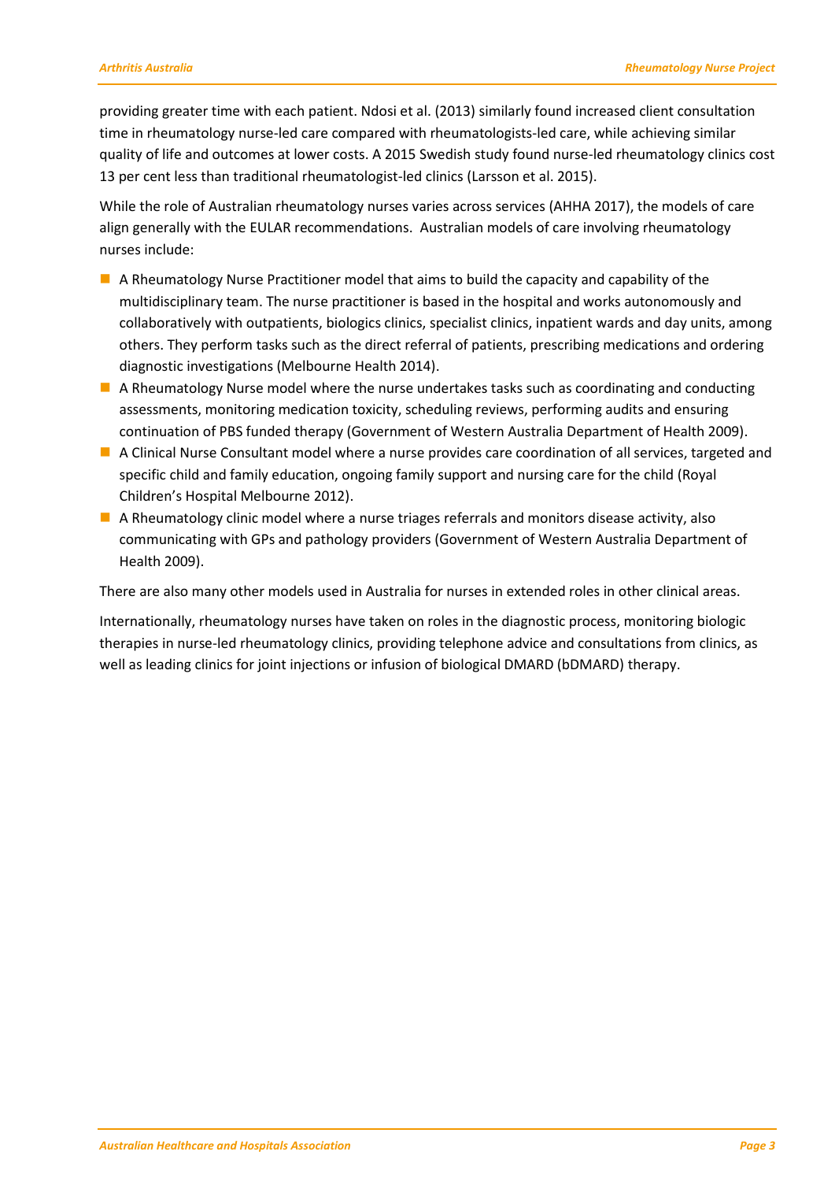providing greater time with each patient. Ndosi et al. (2013) similarly found increased client consultation time in rheumatology nurse-led care compared with rheumatologists-led care, while achieving similar quality of life and outcomes at lower costs. A 2015 Swedish study found nurse-led rheumatology clinics cost 13 per cent less than traditional rheumatologist-led clinics (Larsson et al. 2015).

While the role of Australian rheumatology nurses varies across services (AHHA 2017), the models of care align generally with the EULAR recommendations. Australian models of care involving rheumatology nurses include:

- A Rheumatology Nurse Practitioner model that aims to build the capacity and capability of the multidisciplinary team. The nurse practitioner is based in the hospital and works autonomously and collaboratively with outpatients, biologics clinics, specialist clinics, inpatient wards and day units, among others. They perform tasks such as the direct referral of patients, prescribing medications and ordering diagnostic investigations (Melbourne Health 2014).
- A Rheumatology Nurse model where the nurse undertakes tasks such as coordinating and conducting assessments, monitoring medication toxicity, scheduling reviews, performing audits and ensuring continuation of PBS funded therapy (Government of Western Australia Department of Health 2009).
- A Clinical Nurse Consultant model where a nurse provides care coordination of all services, targeted and specific child and family education, ongoing family support and nursing care for the child (Royal Children's Hospital Melbourne 2012).
- A Rheumatology clinic model where a nurse triages referrals and monitors disease activity, also communicating with GPs and pathology providers (Government of Western Australia Department of Health 2009).

There are also many other models used in Australia for nurses in extended roles in other clinical areas.

Internationally, rheumatology nurses have taken on roles in the diagnostic process, monitoring biologic therapies in nurse-led rheumatology clinics, providing telephone advice and consultations from clinics, as well as leading clinics for joint injections or infusion of biological DMARD (bDMARD) therapy.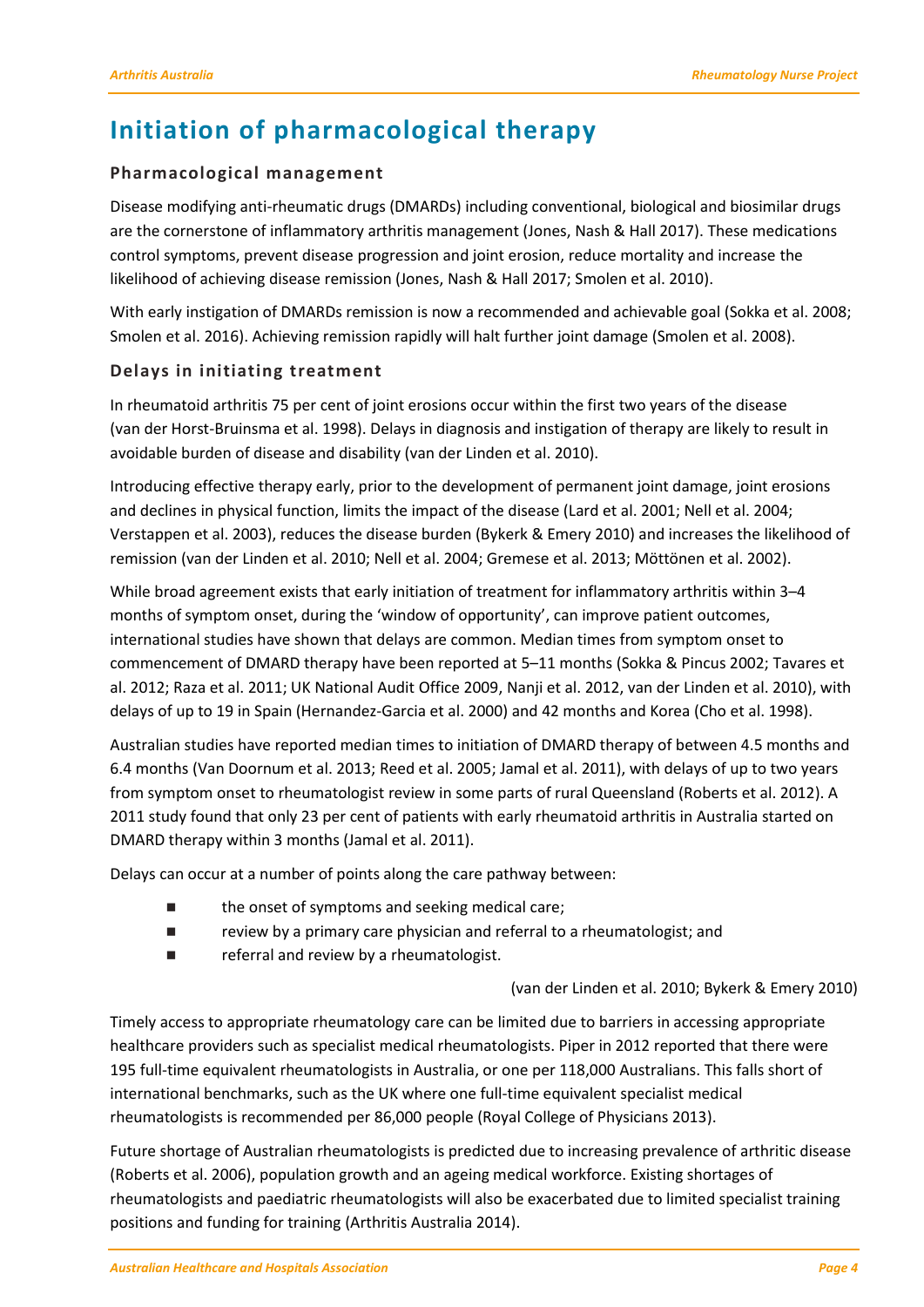# Initiation of pharmacological therapy

### Pharmacological management

Disease modifying anti-rheumatic drugs (DMARDs) including conventional, biological and biosimilar drugs are the cornerstone of inflammatory arthritis management (Jones, Nash & Hall 2017). These medications control symptoms, prevent disease progression and joint erosion, reduce mortality and increase the likelihood of achieving disease remission (Jones, Nash & Hall 2017; Smolen et al. 2010).

With early instigation of DMARDs remission is now a recommended and achievable goal (Sokka et al. 2008; Smolen et al. 2016). Achieving remission rapidly will halt further joint damage (Smolen et al. 2008).

### Delays in initiating treatment

In rheumatoid arthritis 75 per cent of joint erosions occur within the first two years of the disease (van der Horst-Bruinsma et al. 1998). Delays in diagnosis and instigation of therapy are likely to result in avoidable burden of disease and disability (van der Linden et al. 2010).

Introducing effective therapy early, prior to the development of permanent joint damage, joint erosions and declines in physical function, limits the impact of the disease (Lard et al. 2001; Nell et al. 2004; Verstappen et al. 2003), reduces the disease burden (Bykerk & Emery 2010) and increases the likelihood of remission (van der Linden et al. 2010; Nell et al. 2004; Gremese et al. 2013; Möttönen et al. 2002).

While broad agreement exists that early initiation of treatment for inflammatory arthritis within 3–4 months of symptom onset, during the 'window of opportunity', can improve patient outcomes, international studies have shown that delays are common. Median times from symptom onset to commencement of DMARD therapy have been reported at 5–11 months (Sokka & Pincus 2002; Tavares et al. 2012; Raza et al. 2011; UK National Audit Office 2009, Nanji et al. 2012, van der Linden et al. 2010), with delays of up to 19 in Spain (Hernandez-Garcia et al. 2000) and 42 months and Korea (Cho et al. 1998).

Australian studies have reported median times to initiation of DMARD therapy of between 4.5 months and 6.4 months (Van Doornum et al. 2013; Reed et al. 2005; Jamal et al. 2011), with delays of up to two years from symptom onset to rheumatologist review in some parts of rural Queensland (Roberts et al. 2012). A 2011 study found that only 23 per cent of patients with early rheumatoid arthritis in Australia started on DMARD therapy within 3 months (Jamal et al. 2011).

Delays can occur at a number of points along the care pathway between:

- the onset of symptoms and seeking medical care;
- review by a primary care physician and referral to a rheumatologist; and
- referral and review by a rheumatologist.

(van der Linden et al. 2010; Bykerk & Emery 2010)

Timely access to appropriate rheumatology care can be limited due to barriers in accessing appropriate healthcare providers such as specialist medical rheumatologists. Piper in 2012 reported that there were 195 full-time equivalent rheumatologists in Australia, or one per 118,000 Australians. This falls short of international benchmarks, such as the UK where one full-time equivalent specialist medical rheumatologists is recommended per 86,000 people (Royal College of Physicians 2013).

Future shortage of Australian rheumatologists is predicted due to increasing prevalence of arthritic disease (Roberts et al. 2006), population growth and an ageing medical workforce. Existing shortages of rheumatologists and paediatric rheumatologists will also be exacerbated due to limited specialist training positions and funding for training (Arthritis Australia 2014).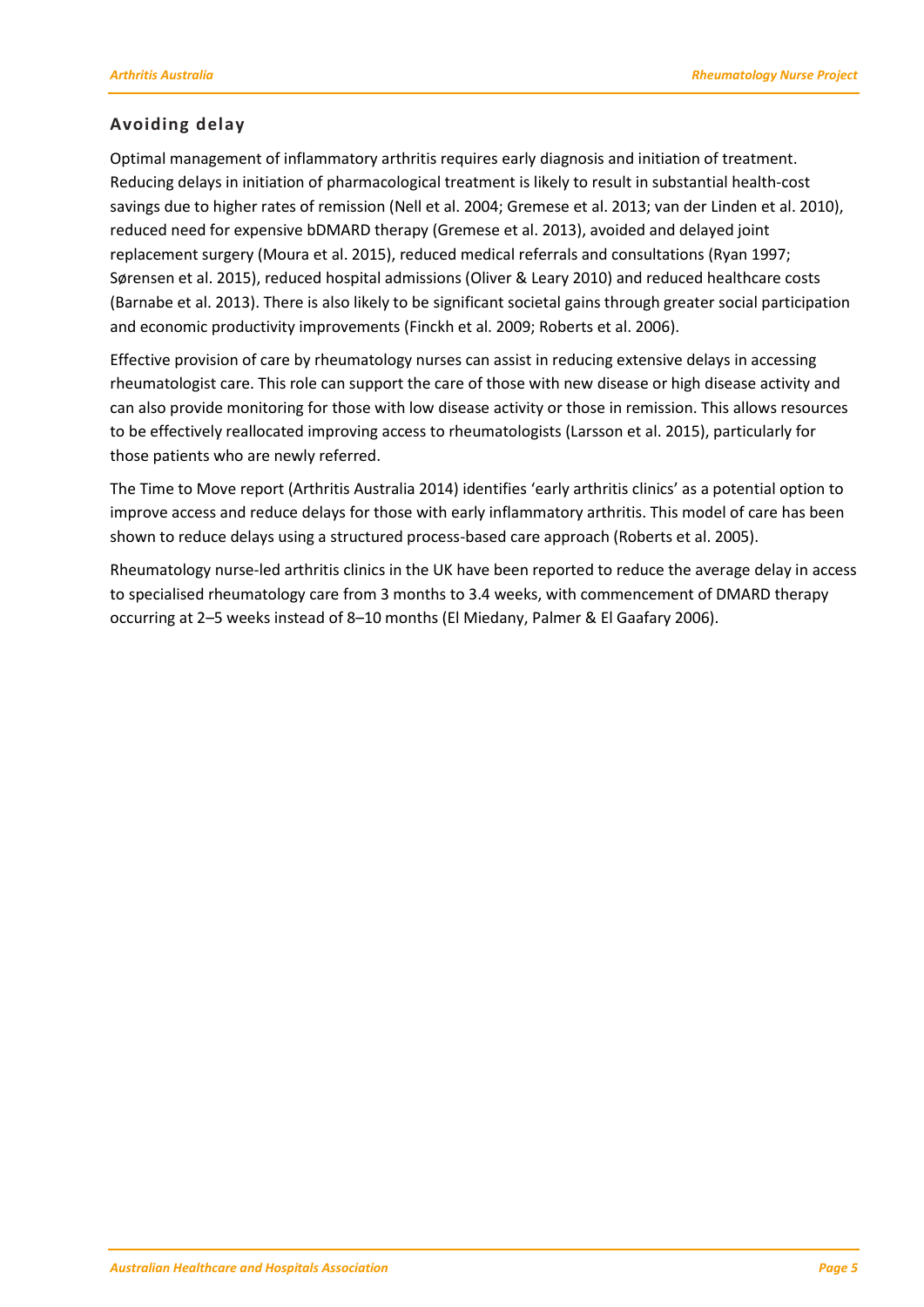## Avoiding delay

Optimal management of inflammatory arthritis requires early diagnosis and initiation of treatment. Reducing delays in initiation of pharmacological treatment is likely to result in substantial health-cost savings due to higher rates of remission (Nell et al. 2004; Gremese et al. 2013; van der Linden et al. 2010), reduced need for expensive bDMARD therapy (Gremese et al. 2013), avoided and delayed joint replacement surgery (Moura et al. 2015), reduced medical referrals and consultations (Ryan 1997; Sørensen et al. 2015), reduced hospital admissions (Oliver & Leary 2010) and reduced healthcare costs (Barnabe et al. 2013). There is also likely to be significant societal gains through greater social participation and economic productivity improvements (Finckh et al. 2009; Roberts et al. 2006).

Effective provision of care by rheumatology nurses can assist in reducing extensive delays in accessing rheumatologist care. This role can support the care of those with new disease or high disease activity and can also provide monitoring for those with low disease activity or those in remission. This allows resources to be effectively reallocated improving access to rheumatologists (Larsson et al. 2015), particularly for those patients who are newly referred.

The Time to Move report (Arthritis Australia 2014) identifies 'early arthritis clinics' as a potential option to improve access and reduce delays for those with early inflammatory arthritis. This model of care has been shown to reduce delays using a structured process-based care approach (Roberts et al. 2005).

Rheumatology nurse-led arthritis clinics in the UK have been reported to reduce the average delay in access to specialised rheumatology care from 3 months to 3.4 weeks, with commencement of DMARD therapy occurring at 2–5 weeks instead of 8–10 months (El Miedany, Palmer & El Gaafary 2006).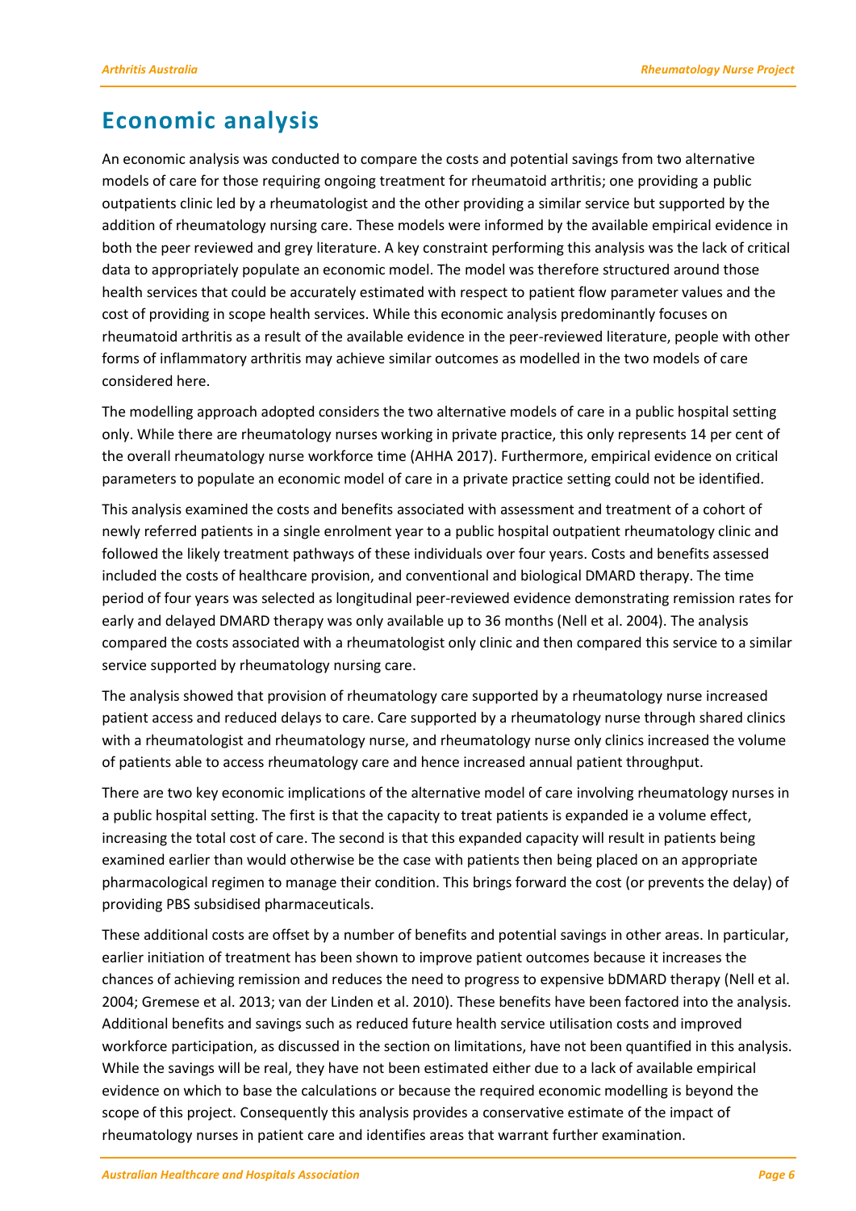## Economic analysis

An economic analysis was conducted to compare the costs and potential savings from two alternative models of care for those requiring ongoing treatment for rheumatoid arthritis; one providing a public outpatients clinic led by a rheumatologist and the other providing a similar service but supported by the addition of rheumatology nursing care. These models were informed by the available empirical evidence in both the peer reviewed and grey literature. A key constraint performing this analysis was the lack of critical data to appropriately populate an economic model. The model was therefore structured around those health services that could be accurately estimated with respect to patient flow parameter values and the cost of providing in scope health services. While this economic analysis predominantly focuses on rheumatoid arthritis as a result of the available evidence in the peer-reviewed literature, people with other forms of inflammatory arthritis may achieve similar outcomes as modelled in the two models of care considered here.

The modelling approach adopted considers the two alternative models of care in a public hospital setting only. While there are rheumatology nurses working in private practice, this only represents 14 per cent of the overall rheumatology nurse workforce time (AHHA 2017). Furthermore, empirical evidence on critical parameters to populate an economic model of care in a private practice setting could not be identified.

This analysis examined the costs and benefits associated with assessment and treatment of a cohort of newly referred patients in a single enrolment year to a public hospital outpatient rheumatology clinic and followed the likely treatment pathways of these individuals over four years. Costs and benefits assessed included the costs of healthcare provision, and conventional and biological DMARD therapy. The time period of four years was selected as longitudinal peer-reviewed evidence demonstrating remission rates for early and delayed DMARD therapy was only available up to 36 months (Nell et al. 2004). The analysis compared the costs associated with a rheumatologist only clinic and then compared this service to a similar service supported by rheumatology nursing care.

The analysis showed that provision of rheumatology care supported by a rheumatology nurse increased patient access and reduced delays to care. Care supported by a rheumatology nurse through shared clinics with a rheumatologist and rheumatology nurse, and rheumatology nurse only clinics increased the volume of patients able to access rheumatology care and hence increased annual patient throughput.

There are two key economic implications of the alternative model of care involving rheumatology nurses in a public hospital setting. The first is that the capacity to treat patients is expanded ie a volume effect, increasing the total cost of care. The second is that this expanded capacity will result in patients being examined earlier than would otherwise be the case with patients then being placed on an appropriate pharmacological regimen to manage their condition. This brings forward the cost (or prevents the delay) of providing PBS subsidised pharmaceuticals.

These additional costs are offset by a number of benefits and potential savings in other areas. In particular, earlier initiation of treatment has been shown to improve patient outcomes because it increases the chances of achieving remission and reduces the need to progress to expensive bDMARD therapy (Nell et al. 2004; Gremese et al. 2013; van der Linden et al. 2010). These benefits have been factored into the analysis. Additional benefits and savings such as reduced future health service utilisation costs and improved workforce participation, as discussed in the section on limitations, have not been quantified in this analysis. While the savings will be real, they have not been estimated either due to a lack of available empirical evidence on which to base the calculations or because the required economic modelling is beyond the scope of this project. Consequently this analysis provides a conservative estimate of the impact of rheumatology nurses in patient care and identifies areas that warrant further examination.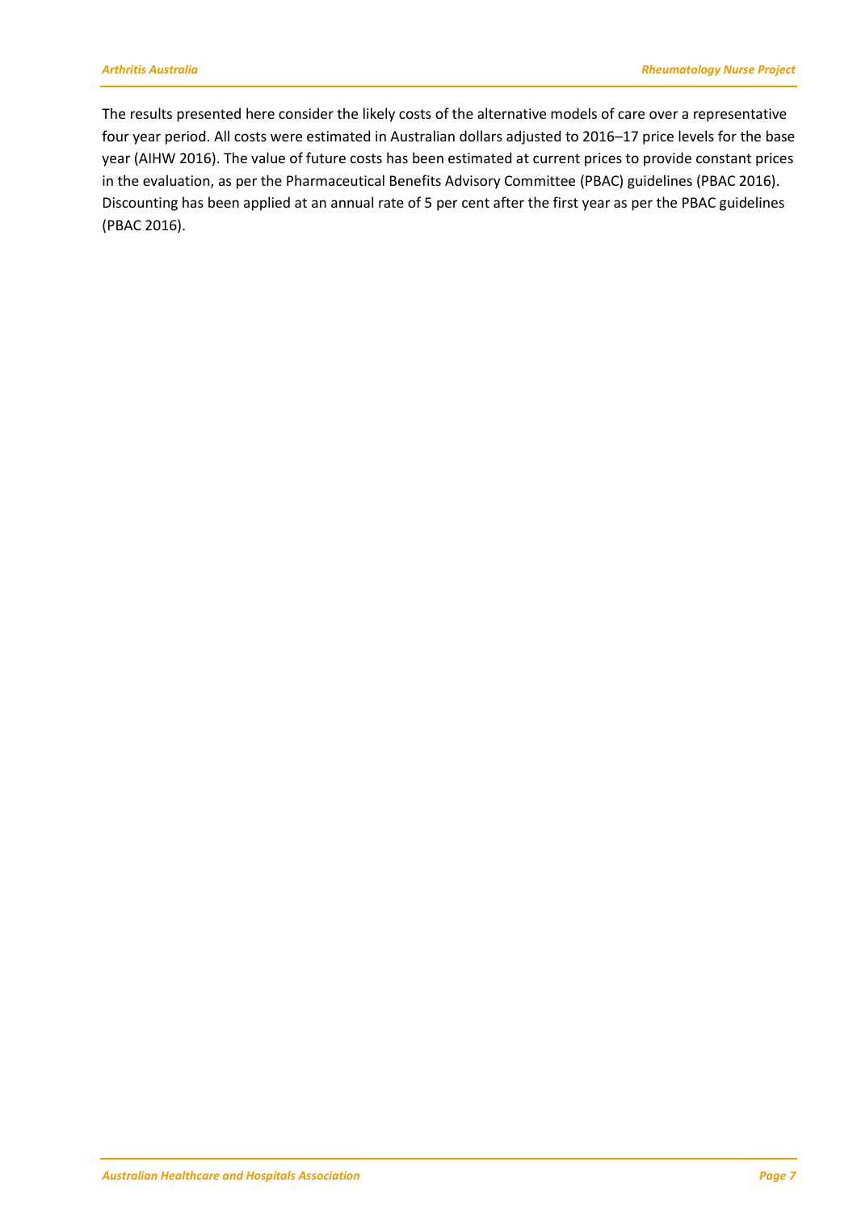The results presented here consider the likely costs of the alternative models of care over a representative four year period. All costs were estimated in Australian dollars adjusted to 2016–17 price levels for the base year (AIHW 2016). The value of future costs has been estimated at current prices to provide constant prices in the evaluation, as per the Pharmaceutical Benefits Advisory Committee (PBAC) guidelines (PBAC 2016). Discounting has been applied at an annual rate of 5 per cent after the first year as per the PBAC guidelines (PBAC 2016).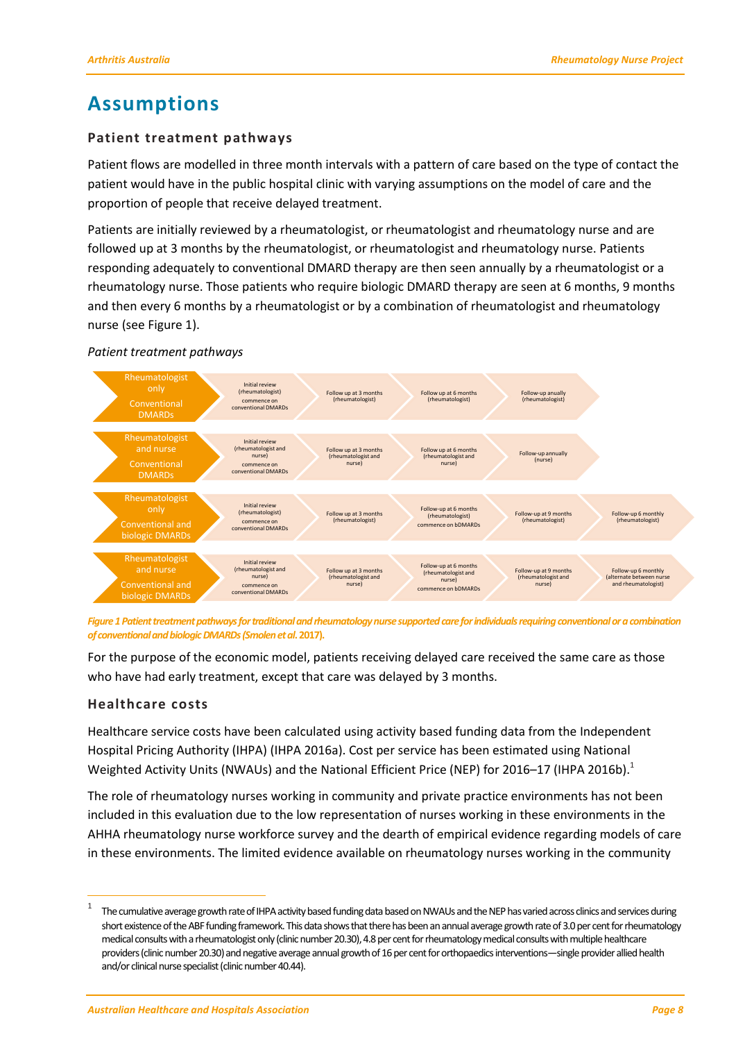# Assumptions

### Patient treatment pathways

Patient flows are modelled in three month intervals with a pattern of care based on the type of contact the patient would have in the public hospital clinic with varying assumptions on the model of care and the proportion of people that receive delayed treatment.

Patients are initially reviewed by a rheumatologist, or rheumatologist and rheumatology nurse and are followed up at 3 months by the rheumatologist, or rheumatologist and rheumatology nurse. Patients responding adequately to conventional DMARD therapy are then seen annually by a rheumatologist or a rheumatology nurse. Those patients who require biologic DMARD therapy are seen at 6 months, 9 months and then every 6 months by a rheumatologist or by a combination of rheumatologist and rheumatology nurse (see Figure 1).

*Patient treatment pathways*

| Pathway | Step 1 | Step 2 | Step 3 | Step 4 | Step 5 |
|---|---|---|---|---|---|
| Rheumatologist only — Conventional DMARDs | Initial review (rheumatologist) commence on conventional DMARDs | Follow up at 3 months (rheumatologist) | Follow up at 6 months (rheumatologist) | Follow-up anually (rheumatologist) | |
| Rheumatologist and nurse — Conventional DMARDs | Initial review (rheumatologist and nurse) commence on conventional DMARDs | Follow up at 3 months (rheumatologist and nurse) | Follow up at 6 months (rheumatologist and nurse) | Follow-up annually (nurse) | |
| Rheumatologist only — Conventional and biologic DMARDs | Initial review (rheumatologist) commence on conventional DMARDs | Follow up at 3 months (rheumatologist) | Follow-up at 6 months (rheumatologist) commence on bDMARDs | Follow-up at 9 months (rheumatologist) | Follow-up 6 monthly (rheumatologist) |
| Rheumatologist and nurse — Conventional and biologic DMARDs | Initial review (rheumatologist and nurse) commence on conventional DMARDs | Follow up at 3 months (rheumatologist and nurse) | Follow-up at 6 months (rheumatologist and nurse) commence on bDMARDs | Follow-up at 9 months (rheumatologist and nurse) | Follow-up 6 monthly (alternate between nurse and rheumatologist) |

*Figure 1 Patient treatment pathways for traditional and rheumatology nurse supported care for individuals requiring conventional or a combination of conventional and biologic DMARDs (Smolen et al. 2017).*

For the purpose of the economic model, patients receiving delayed care received the same care as those who have had early treatment, except that care was delayed by 3 months.

### Healthcare costs

Healthcare service costs have been calculated using activity based funding data from the Independent Hospital Pricing Authority (IHPA) (IHPA 2016a). Cost per service has been estimated using National Weighted Activity Units (NWAUs) and the National Efficient Price (NEP) for 2016–17 (IHPA 2016b).[1]

The role of rheumatology nurses working in community and private practice environments has not been included in this evaluation due to the low representation of nurses working in these environments in the AHHA rheumatology nurse workforce survey and the dearth of empirical evidence regarding models of care in these environments. The limited evidence available on rheumatology nurses working in the community

---

[1] The cumulative average growth rate of IHPA activity based funding data based on NWAUs and the NEP has varied across clinics and services during short existence of the ABF funding framework. This data shows that there has been an annual average growth rate of 3.0 per cent for rheumatology medical consults with a rheumatologist only (clinic number 20.30), 4.8 per cent for rheumatology medical consults with multiple healthcare providers (clinic number 20.30) and negative average annual growth of 16 per cent for orthopaedics interventions—single provider allied health and/or clinical nurse specialist (clinic number 40.44).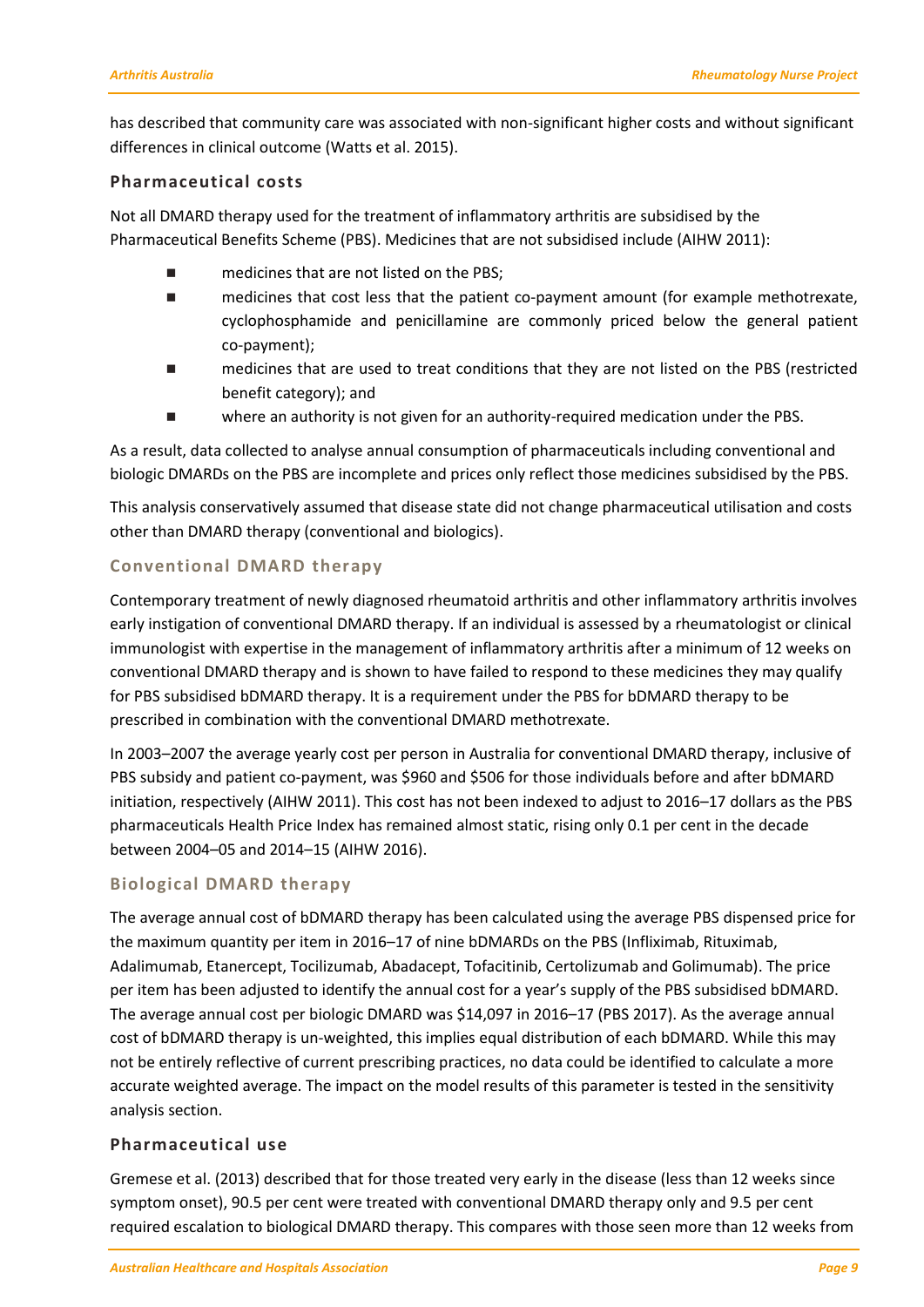has described that community care was associated with non-significant higher costs and without significant differences in clinical outcome (Watts et al. 2015).

### Pharmaceutical costs

Not all DMARD therapy used for the treatment of inflammatory arthritis are subsidised by the Pharmaceutical Benefits Scheme (PBS). Medicines that are not subsidised include (AIHW 2011):

- medicines that are not listed on the PBS;
- medicines that cost less that the patient co-payment amount (for example methotrexate, cyclophosphamide and penicillamine are commonly priced below the general patient co-payment);
- medicines that are used to treat conditions that they are not listed on the PBS (restricted benefit category); and
- where an authority is not given for an authority-required medication under the PBS.

As a result, data collected to analyse annual consumption of pharmaceuticals including conventional and biologic DMARDs on the PBS are incomplete and prices only reflect those medicines subsidised by the PBS.

This analysis conservatively assumed that disease state did not change pharmaceutical utilisation and costs other than DMARD therapy (conventional and biologics).

#### Conventional DMARD therapy

Contemporary treatment of newly diagnosed rheumatoid arthritis and other inflammatory arthritis involves early instigation of conventional DMARD therapy. If an individual is assessed by a rheumatologist or clinical immunologist with expertise in the management of inflammatory arthritis after a minimum of 12 weeks on conventional DMARD therapy and is shown to have failed to respond to these medicines they may qualify for PBS subsidised bDMARD therapy. It is a requirement under the PBS for bDMARD therapy to be prescribed in combination with the conventional DMARD methotrexate.

In 2003–2007 the average yearly cost per person in Australia for conventional DMARD therapy, inclusive of PBS subsidy and patient co-payment, was $960 and $506 for those individuals before and after bDMARD initiation, respectively (AIHW 2011). This cost has not been indexed to adjust to 2016–17 dollars as the PBS pharmaceuticals Health Price Index has remained almost static, rising only 0.1 per cent in the decade between 2004–05 and 2014–15 (AIHW 2016).

#### Biological DMARD therapy

The average annual cost of bDMARD therapy has been calculated using the average PBS dispensed price for the maximum quantity per item in 2016–17 of nine bDMARDs on the PBS (Infliximab, Rituximab, Adalimumab, Etanercept, Tocilizumab, Abadacept, Tofacitinib, Certolizumab and Golimumab). The price per item has been adjusted to identify the annual cost for a year's supply of the PBS subsidised bDMARD. The average annual cost per biologic DMARD was $14,097 in 2016–17 (PBS 2017). As the average annual cost of bDMARD therapy is un-weighted, this implies equal distribution of each bDMARD. While this may not be entirely reflective of current prescribing practices, no data could be identified to calculate a more accurate weighted average. The impact on the model results of this parameter is tested in the sensitivity analysis section.

### Pharmaceutical use

Gremese et al. (2013) described that for those treated very early in the disease (less than 12 weeks since symptom onset), 90.5 per cent were treated with conventional DMARD therapy only and 9.5 per cent required escalation to biological DMARD therapy. This compares with those seen more than 12 weeks from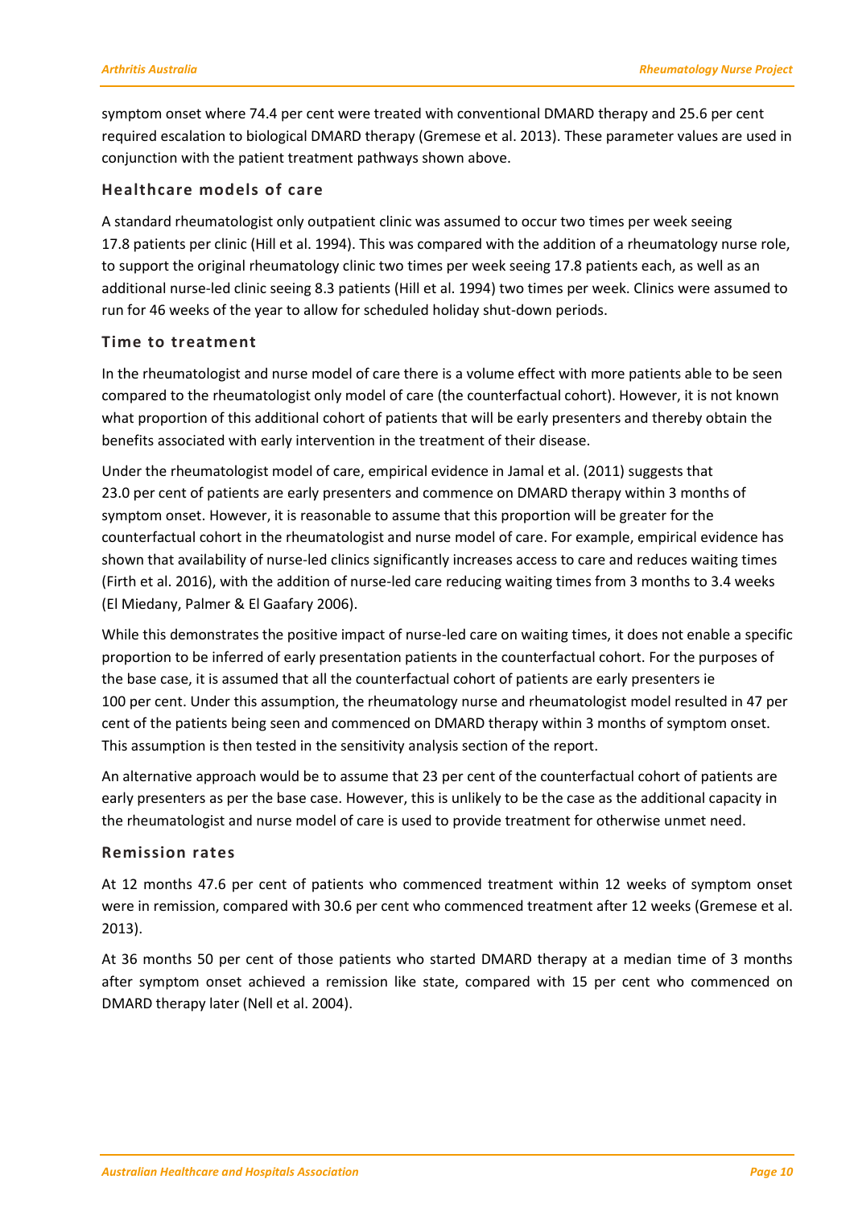symptom onset where 74.4 per cent were treated with conventional DMARD therapy and 25.6 per cent required escalation to biological DMARD therapy (Gremese et al. 2013). These parameter values are used in conjunction with the patient treatment pathways shown above.

### Healthcare models of care

A standard rheumatologist only outpatient clinic was assumed to occur two times per week seeing 17.8 patients per clinic (Hill et al. 1994). This was compared with the addition of a rheumatology nurse role, to support the original rheumatology clinic two times per week seeing 17.8 patients each, as well as an additional nurse-led clinic seeing 8.3 patients (Hill et al. 1994) two times per week. Clinics were assumed to run for 46 weeks of the year to allow for scheduled holiday shut-down periods.

### Time to treatment

In the rheumatologist and nurse model of care there is a volume effect with more patients able to be seen compared to the rheumatologist only model of care (the counterfactual cohort). However, it is not known what proportion of this additional cohort of patients that will be early presenters and thereby obtain the benefits associated with early intervention in the treatment of their disease.

Under the rheumatologist model of care, empirical evidence in Jamal et al. (2011) suggests that 23.0 per cent of patients are early presenters and commence on DMARD therapy within 3 months of symptom onset. However, it is reasonable to assume that this proportion will be greater for the counterfactual cohort in the rheumatologist and nurse model of care. For example, empirical evidence has shown that availability of nurse-led clinics significantly increases access to care and reduces waiting times (Firth et al. 2016), with the addition of nurse-led care reducing waiting times from 3 months to 3.4 weeks (El Miedany, Palmer & El Gaafary 2006).

While this demonstrates the positive impact of nurse-led care on waiting times, it does not enable a specific proportion to be inferred of early presentation patients in the counterfactual cohort. For the purposes of the base case, it is assumed that all the counterfactual cohort of patients are early presenters ie 100 per cent. Under this assumption, the rheumatology nurse and rheumatologist model resulted in 47 per cent of the patients being seen and commenced on DMARD therapy within 3 months of symptom onset. This assumption is then tested in the sensitivity analysis section of the report.

An alternative approach would be to assume that 23 per cent of the counterfactual cohort of patients are early presenters as per the base case. However, this is unlikely to be the case as the additional capacity in the rheumatologist and nurse model of care is used to provide treatment for otherwise unmet need.

### Remission rates

At 12 months 47.6 per cent of patients who commenced treatment within 12 weeks of symptom onset were in remission, compared with 30.6 per cent who commenced treatment after 12 weeks (Gremese et al. 2013).

At 36 months 50 per cent of those patients who started DMARD therapy at a median time of 3 months after symptom onset achieved a remission like state, compared with 15 per cent who commenced on DMARD therapy later (Nell et al. 2004).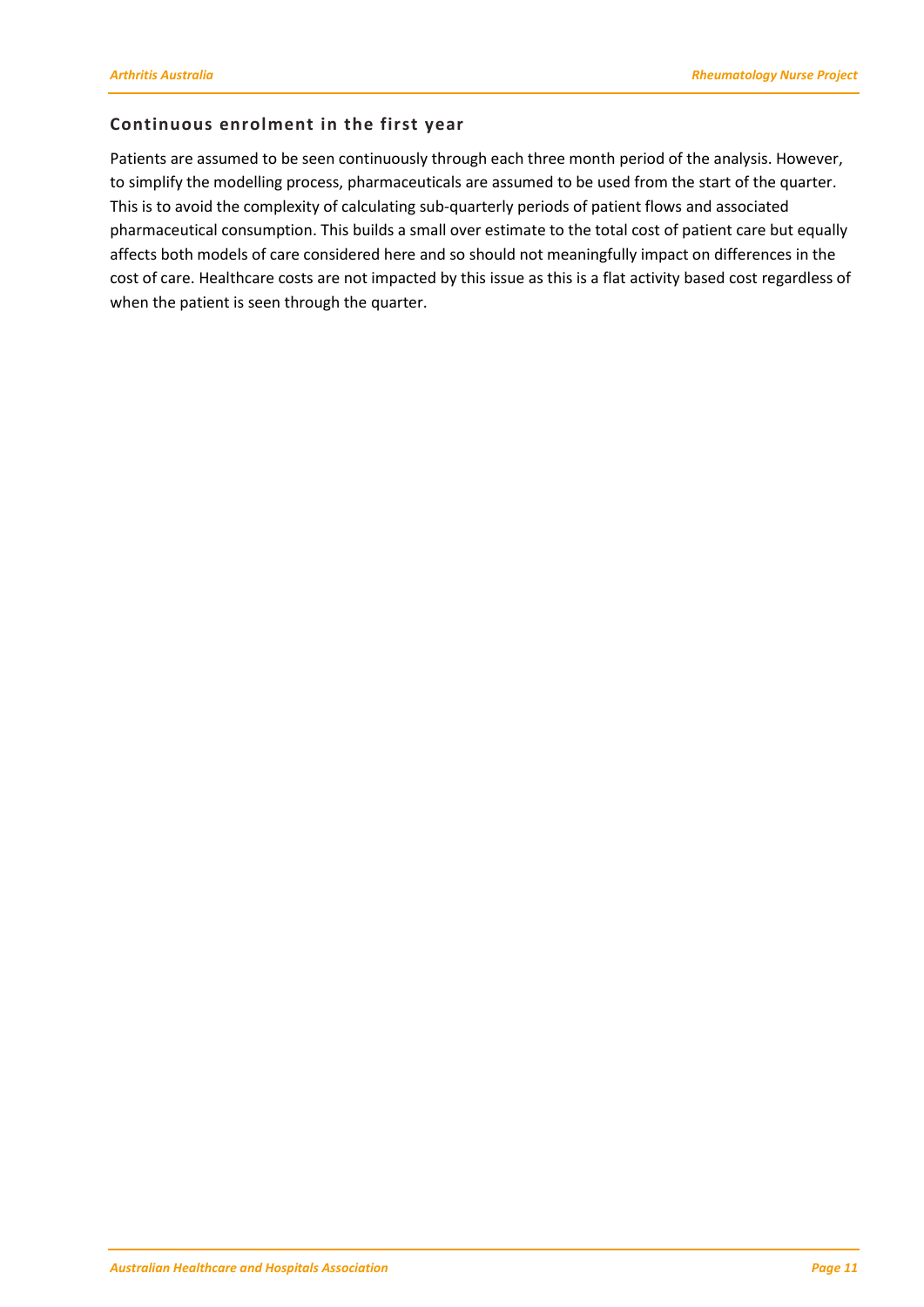### Continuous enrolment in the first year

Patients are assumed to be seen continuously through each three month period of the analysis. However, to simplify the modelling process, pharmaceuticals are assumed to be used from the start of the quarter. This is to avoid the complexity of calculating sub-quarterly periods of patient flows and associated pharmaceutical consumption. This builds a small over estimate to the total cost of patient care but equally affects both models of care considered here and so should not meaningfully impact on differences in the cost of care. Healthcare costs are not impacted by this issue as this is a flat activity based cost regardless of when the patient is seen through the quarter.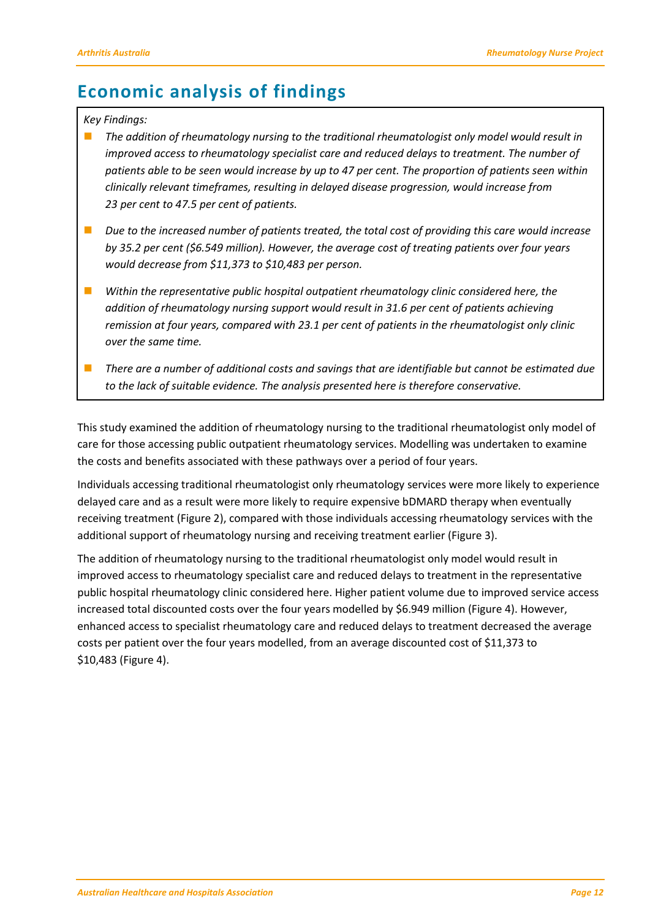# Economic analysis of findings

*Key Findings:*

- *The addition of rheumatology nursing to the traditional rheumatologist only model would result in improved access to rheumatology specialist care and reduced delays to treatment. The number of patients able to be seen would increase by up to 47 per cent. The proportion of patients seen within clinically relevant timeframes, resulting in delayed disease progression, would increase from 23 per cent to 47.5 per cent of patients.*
- *Due to the increased number of patients treated, the total cost of providing this care would increase by 35.2 per cent ($6.549 million). However, the average cost of treating patients over four years would decrease from $11,373 to $10,483 per person.*
- *Within the representative public hospital outpatient rheumatology clinic considered here, the addition of rheumatology nursing support would result in 31.6 per cent of patients achieving remission at four years, compared with 23.1 per cent of patients in the rheumatologist only clinic over the same time.*
- *There are a number of additional costs and savings that are identifiable but cannot be estimated due to the lack of suitable evidence. The analysis presented here is therefore conservative.*

This study examined the addition of rheumatology nursing to the traditional rheumatologist only model of care for those accessing public outpatient rheumatology services. Modelling was undertaken to examine the costs and benefits associated with these pathways over a period of four years.

Individuals accessing traditional rheumatologist only rheumatology services were more likely to experience delayed care and as a result were more likely to require expensive bDMARD therapy when eventually receiving treatment (Figure 2), compared with those individuals accessing rheumatology services with the additional support of rheumatology nursing and receiving treatment earlier (Figure 3).

The addition of rheumatology nursing to the traditional rheumatologist only model would result in improved access to rheumatology specialist care and reduced delays to treatment in the representative public hospital rheumatology clinic considered here. Higher patient volume due to improved service access increased total discounted costs over the four years modelled by $6.949 million (Figure 4). However, enhanced access to specialist rheumatology care and reduced delays to treatment decreased the average costs per patient over the four years modelled, from an average discounted cost of $11,373 to $10,483 (Figure 4).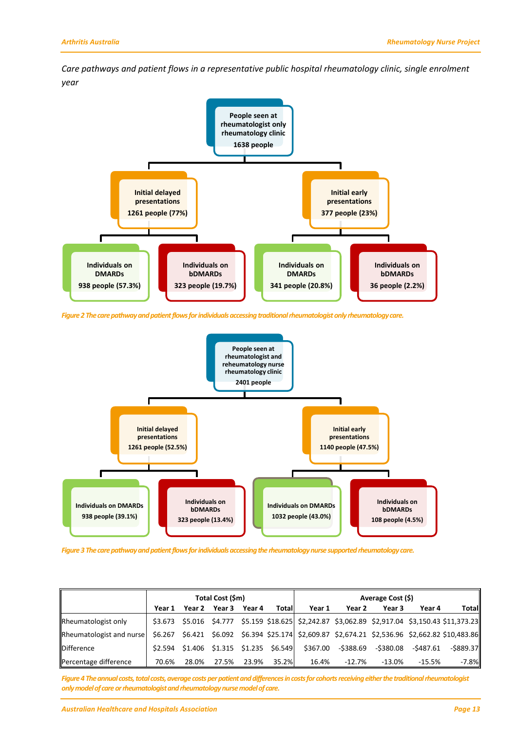*Care pathways and patient flows in a representative public hospital rheumatology clinic, single enrolment year*

**People seen at rheumatologist only rheumatology clinic**
**1638 people**

- **Initial delayed presentations** — **1261 people (77%)**
  - **Individuals on DMARDs** — **938 people (57.3%)**
  - **Individuals on bDMARDs** — **323 people (19.7%)**
- **Initial early presentations** — **377 people (23%)**
  - **Individuals on DMARDs** — **341 people (20.8%)**
  - **Individuals on bDMARDs** — **36 people (2.2%)**

*Figure 2 The care pathway and patient flows for individuals accessing traditional rheumatologist only rheumatology care.*

**People seen at rheumatologist and reheumatology nurse rheumatology clinic**
**2401 people**

- **Initial delayed presentations** — **1261 people (52.5%)**
  - **Individuals on DMARDs** — **938 people (39.1%)**
  - **Individuals on bDMARDs** — **323 people (13.4%)**
- **Initial early presentations** — **1140 people (47.5%)**
  - **Individuals on DMARDs** — **1032 people (43.0%)**
  - **Individuals on bDMARDs** — **108 people (4.5%)**

*Figure 3 The care pathway and patient flows for individuals accessing the rheumatology nurse supported rheumatology care.*

| | Total Cost ($m) | | | | | Average Cost ($) | | | | |
|---|---|---|---|---|---|---|---|---|---|---|
| | Year 1 | Year 2 | Year 3 | Year 4 | Total | Year 1 | Year 2 | Year 3 | Year 4 | Total |
| Rheumatologist only | $3.673 | $5.016 | $4.777 | $5.159 | $18.625 | $2,242.87 | $3,062.89 | $2,917.04 | $3,150.43 | $11,373.23 |
| Rheumatologist and nurse | $6.267 | $6.421 | $6.092 | $6.394 | $25.174 | $2,609.87 | $2,674.21 | $2,536.96 | $2,662.82 | $10,483.86 |
| Difference | $2.594 | $1.406 | $1.315 | $1.235 | $6.549 | $367.00 | -$388.69 | -$380.08 | -$487.61 | -$889.37 |
| Percentage difference | 70.6% | 28.0% | 27.5% | 23.9% | 35.2% | 16.4% | -12.7% | -13.0% | -15.5% | -7.8% |

*Figure 4 The annual costs, total costs, average costs per patient and differences in costs for cohorts receiving either the traditional rheumatologist only model of care or rheumatologist and rheumatology nurse model of care.*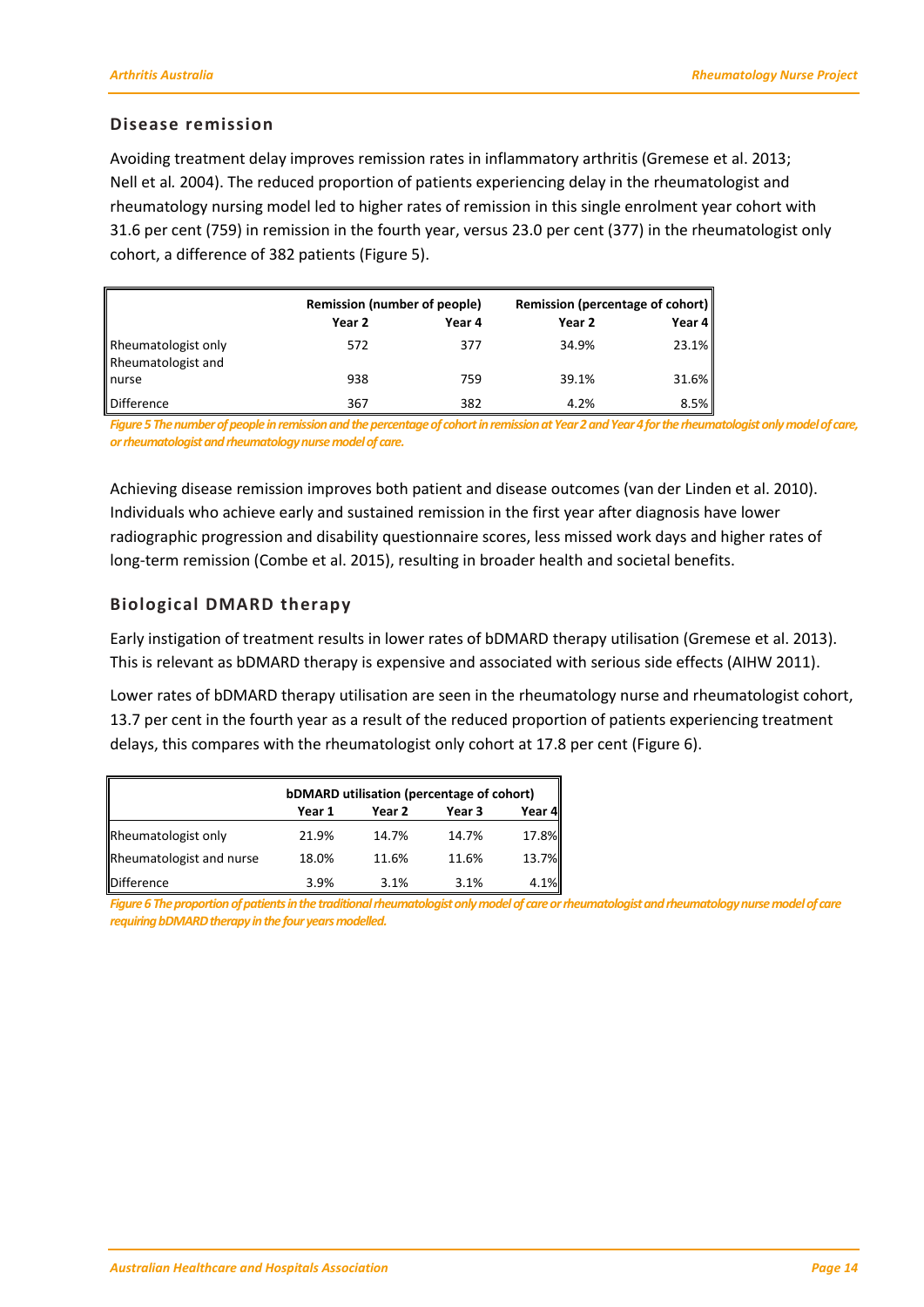## Disease remission

Avoiding treatment delay improves remission rates in inflammatory arthritis (Gremese et al. 2013; Nell et al*.* 2004). The reduced proportion of patients experiencing delay in the rheumatologist and rheumatology nursing model led to higher rates of remission in this single enrolment year cohort with 31.6 per cent (759) in remission in the fourth year, versus 23.0 per cent (377) in the rheumatologist only cohort, a difference of 382 patients (Figure 5).

| | Remission (number of people) | | Remission (percentage of cohort) | |
|---|---|---|---|---|
| | Year 2 | Year 4 | Year 2 | Year 4 |
| Rheumatologist only | 572 | 377 | 34.9% | 23.1% |
| Rheumatologist and nurse | 938 | 759 | 39.1% | 31.6% |
| Difference | 367 | 382 | 4.2% | 8.5% |

*Figure 5 The number of people in remission and the percentage of cohort in remission at Year 2 and Year 4 for the rheumatologist only model of care, or rheumatologist and rheumatology nurse model of care.*

Achieving disease remission improves both patient and disease outcomes (van der Linden et al. 2010). Individuals who achieve early and sustained remission in the first year after diagnosis have lower radiographic progression and disability questionnaire scores, less missed work days and higher rates of long-term remission (Combe et al. 2015), resulting in broader health and societal benefits.

## Biological DMARD therapy

Early instigation of treatment results in lower rates of bDMARD therapy utilisation (Gremese et al. 2013). This is relevant as bDMARD therapy is expensive and associated with serious side effects (AIHW 2011).

Lower rates of bDMARD therapy utilisation are seen in the rheumatology nurse and rheumatologist cohort, 13.7 per cent in the fourth year as a result of the reduced proportion of patients experiencing treatment delays, this compares with the rheumatologist only cohort at 17.8 per cent (Figure 6).

| | bDMARD utilisation (percentage of cohort) | | | |
|---|---|---|---|---|
| | Year 1 | Year 2 | Year 3 | Year 4 |
| Rheumatologist only | 21.9% | 14.7% | 14.7% | 17.8% |
| Rheumatologist and nurse | 18.0% | 11.6% | 11.6% | 13.7% |
| Difference | 3.9% | 3.1% | 3.1% | 4.1% |

*Figure 6 The proportion of patients in the traditional rheumatologist only model of care or rheumatologist and rheumatology nurse model of care requiring bDMARD therapy in the four years modelled.*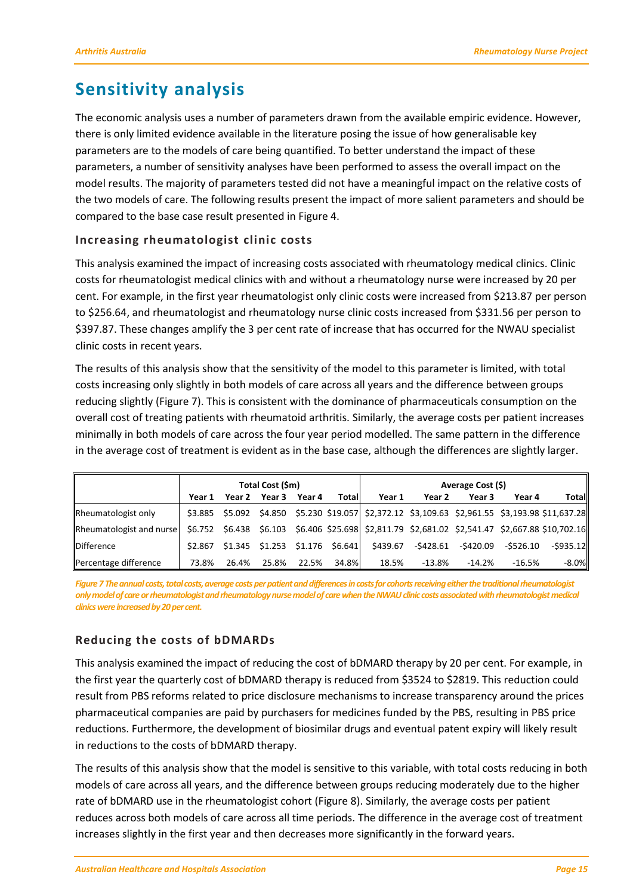# Sensitivity analysis

The economic analysis uses a number of parameters drawn from the available empiric evidence. However, there is only limited evidence available in the literature posing the issue of how generalisable key parameters are to the models of care being quantified. To better understand the impact of these parameters, a number of sensitivity analyses have been performed to assess the overall impact on the model results. The majority of parameters tested did not have a meaningful impact on the relative costs of the two models of care. The following results present the impact of more salient parameters and should be compared to the base case result presented in Figure 4.

### Increasing rheumatologist clinic costs

This analysis examined the impact of increasing costs associated with rheumatology medical clinics. Clinic costs for rheumatologist medical clinics with and without a rheumatology nurse were increased by 20 per cent. For example, in the first year rheumatologist only clinic costs were increased from $213.87 per person to $256.64, and rheumatologist and rheumatology nurse clinic costs increased from $331.56 per person to $397.87. These changes amplify the 3 per cent rate of increase that has occurred for the NWAU specialist clinic costs in recent years.

The results of this analysis show that the sensitivity of the model to this parameter is limited, with total costs increasing only slightly in both models of care across all years and the difference between groups reducing slightly (Figure 7). This is consistent with the dominance of pharmaceuticals consumption on the overall cost of treating patients with rheumatoid arthritis. Similarly, the average costs per patient increases minimally in both models of care across the four year period modelled. The same pattern in the difference in the average cost of treatment is evident as in the base case, although the differences are slightly larger.

| | Total Cost ($m) | | | | | Average Cost ($) | | | | |
|---|---|---|---|---|---|---|---|---|---|---|
| | Year 1 | Year 2 | Year 3 | Year 4 | Total | Year 1 | Year 2 | Year 3 | Year 4 | Total |
| Rheumatologist only | $3.885 | $5.092 | $4.850 | $5.230 | $19.057 | $2,372.12 | $3,109.63 | $2,961.55 | $3,193.98 | $11,637.28 |
| Rheumatologist and nurse | $6.752 | $6.438 | $6.103 | $6.406 | $25.698 | $2,811.79 | $2,681.02 | $2,541.47 | $2,667.88 | $10,702.16 |
| Difference | $2.867 | $1.345 | $1.253 | $1.176 | $6.641 | $439.67 | -$428.61 | -$420.09 | -$526.10 | -$935.12 |
| Percentage difference | 73.8% | 26.4% | 25.8% | 22.5% | 34.8% | 18.5% | -13.8% | -14.2% | -16.5% | -8.0% |

*Figure 7 The annual costs, total costs, average costs per patient and differences in costs for cohorts receiving either the traditional rheumatologist only model of care or rheumatologist and rheumatology nurse model of care when the NWAU clinic costs associated with rheumatologist medical clinics were increased by 20 per cent.*

### Reducing the costs of bDMARDs

This analysis examined the impact of reducing the cost of bDMARD therapy by 20 per cent. For example, in the first year the quarterly cost of bDMARD therapy is reduced from $3524 to $2819. This reduction could result from PBS reforms related to price disclosure mechanisms to increase transparency around the prices pharmaceutical companies are paid by purchasers for medicines funded by the PBS, resulting in PBS price reductions. Furthermore, the development of biosimilar drugs and eventual patent expiry will likely result in reductions to the costs of bDMARD therapy.

The results of this analysis show that the model is sensitive to this variable, with total costs reducing in both models of care across all years, and the difference between groups reducing moderately due to the higher rate of bDMARD use in the rheumatologist cohort (Figure 8). Similarly, the average costs per patient reduces across both models of care across all time periods. The difference in the average cost of treatment increases slightly in the first year and then decreases more significantly in the forward years.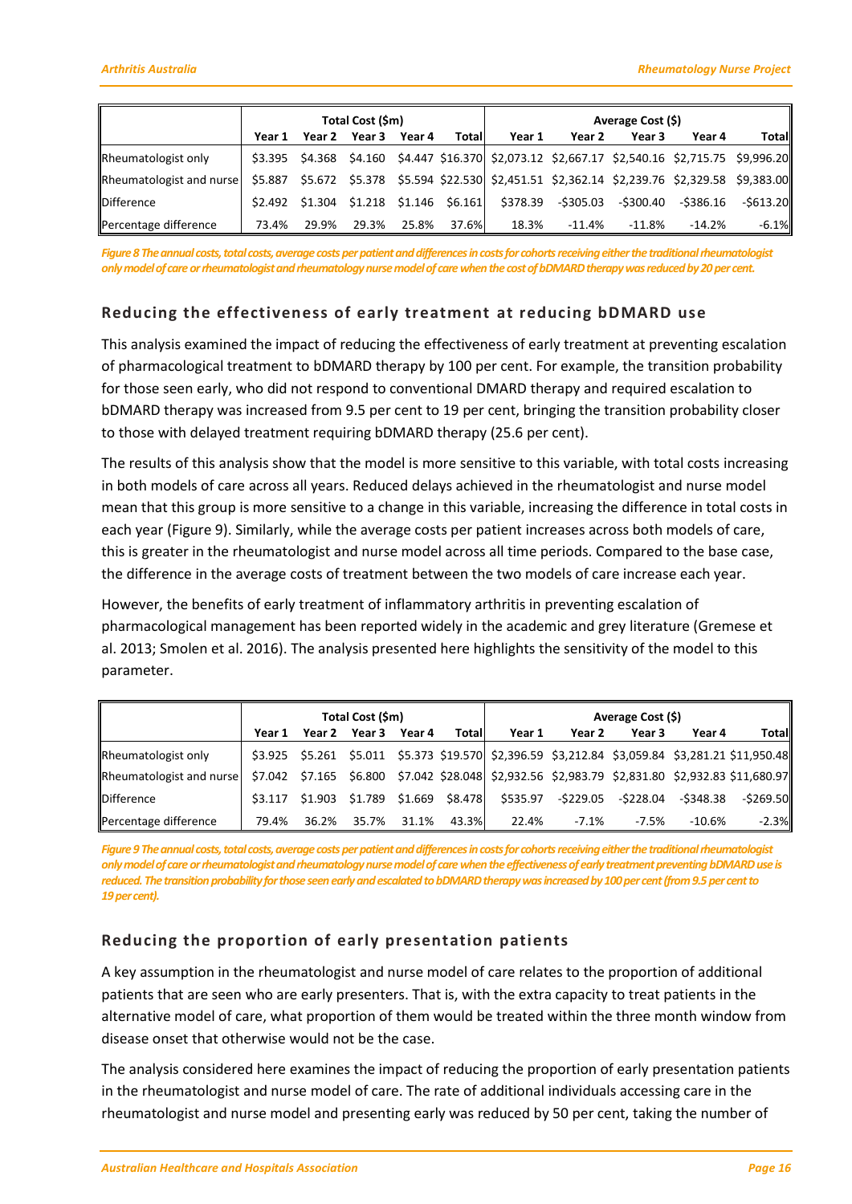| | Total Cost ($m) | | | | | Average Cost ($) | | | | |
|---|---|---|---|---|---|---|---|---|---|---|
| | Year 1 | Year 2 | Year 3 | Year 4 | Total | Year 1 | Year 2 | Year 3 | Year 4 | Total |
| Rheumatologist only | $3.395 | $4.368 | $4.160 | $4.447 | $16.370 | $2,073.12 | $2,667.17 | $2,540.16 | $2,715.75 | $9,996.20 |
| Rheumatologist and nurse | $5.887 | $5.672 | $5.378 | $5.594 | $22.530 | $2,451.51 | $2,362.14 | $2,239.76 | $2,329.58 | $9,383.00 |
| Difference | $2.492 | $1.304 | $1.218 | $1.146 | $6.161 | $378.39 | -$305.03 | -$300.40 | -$386.16 | -$613.20 |
| Percentage difference | 73.4% | 29.9% | 29.3% | 25.8% | 37.6% | 18.3% | -11.4% | -11.8% | -14.2% | -6.1% |

*Figure 8 The annual costs, total costs, average costs per patient and differences in costs for cohorts receiving either the traditional rheumatologist only model of care or rheumatologist and rheumatology nurse model of care when the cost of bDMARD therapy was reduced by 20 per cent.*

### Reducing the effectiveness of early treatment at reducing bDMARD use

This analysis examined the impact of reducing the effectiveness of early treatment at preventing escalation of pharmacological treatment to bDMARD therapy by 100 per cent. For example, the transition probability for those seen early, who did not respond to conventional DMARD therapy and required escalation to bDMARD therapy was increased from 9.5 per cent to 19 per cent, bringing the transition probability closer to those with delayed treatment requiring bDMARD therapy (25.6 per cent).

The results of this analysis show that the model is more sensitive to this variable, with total costs increasing in both models of care across all years. Reduced delays achieved in the rheumatologist and nurse model mean that this group is more sensitive to a change in this variable, increasing the difference in total costs in each year (Figure 9). Similarly, while the average costs per patient increases across both models of care, this is greater in the rheumatologist and nurse model across all time periods. Compared to the base case, the difference in the average costs of treatment between the two models of care increase each year.

However, the benefits of early treatment of inflammatory arthritis in preventing escalation of pharmacological management has been reported widely in the academic and grey literature (Gremese et al. 2013; Smolen et al. 2016). The analysis presented here highlights the sensitivity of the model to this parameter.

| | Total Cost ($m) | | | | | Average Cost ($) | | | | |
|---|---|---|---|---|---|---|---|---|---|---|
| | Year 1 | Year 2 | Year 3 | Year 4 | Total | Year 1 | Year 2 | Year 3 | Year 4 | Total |
| Rheumatologist only | $3.925 | $5.261 | $5.011 | $5.373 | $19.570 | $2,396.59 | $3,212.84 | $3,059.84 | $3,281.21 | $11,950.48 |
| Rheumatologist and nurse | $7.042 | $7.165 | $6.800 | $7.042 | $28.048 | $2,932.56 | $2,983.79 | $2,831.80 | $2,932.83 | $11,680.97 |
| Difference | $3.117 | $1.903 | $1.789 | $1.669 | $8.478 | $535.97 | -$229.05 | -$228.04 | -$348.38 | -$269.50 |
| Percentage difference | 79.4% | 36.2% | 35.7% | 31.1% | 43.3% | 22.4% | -7.1% | -7.5% | -10.6% | -2.3% |

*Figure 9 The annual costs, total costs, average costs per patient and differences in costs for cohorts receiving either the traditional rheumatologist only model of care or rheumatologist and rheumatology nurse model of care when the effectiveness of early treatment preventing bDMARD use is reduced. The transition probability for those seen early and escalated to bDMARD therapy was increased by 100 per cent (from 9.5 per cent to 19 per cent).*

### Reducing the proportion of early presentation patients

A key assumption in the rheumatologist and nurse model of care relates to the proportion of additional patients that are seen who are early presenters. That is, with the extra capacity to treat patients in the alternative model of care, what proportion of them would be treated within the three month window from disease onset that otherwise would not be the case.

The analysis considered here examines the impact of reducing the proportion of early presentation patients in the rheumatologist and nurse model of care. The rate of additional individuals accessing care in the rheumatologist and nurse model and presenting early was reduced by 50 per cent, taking the number of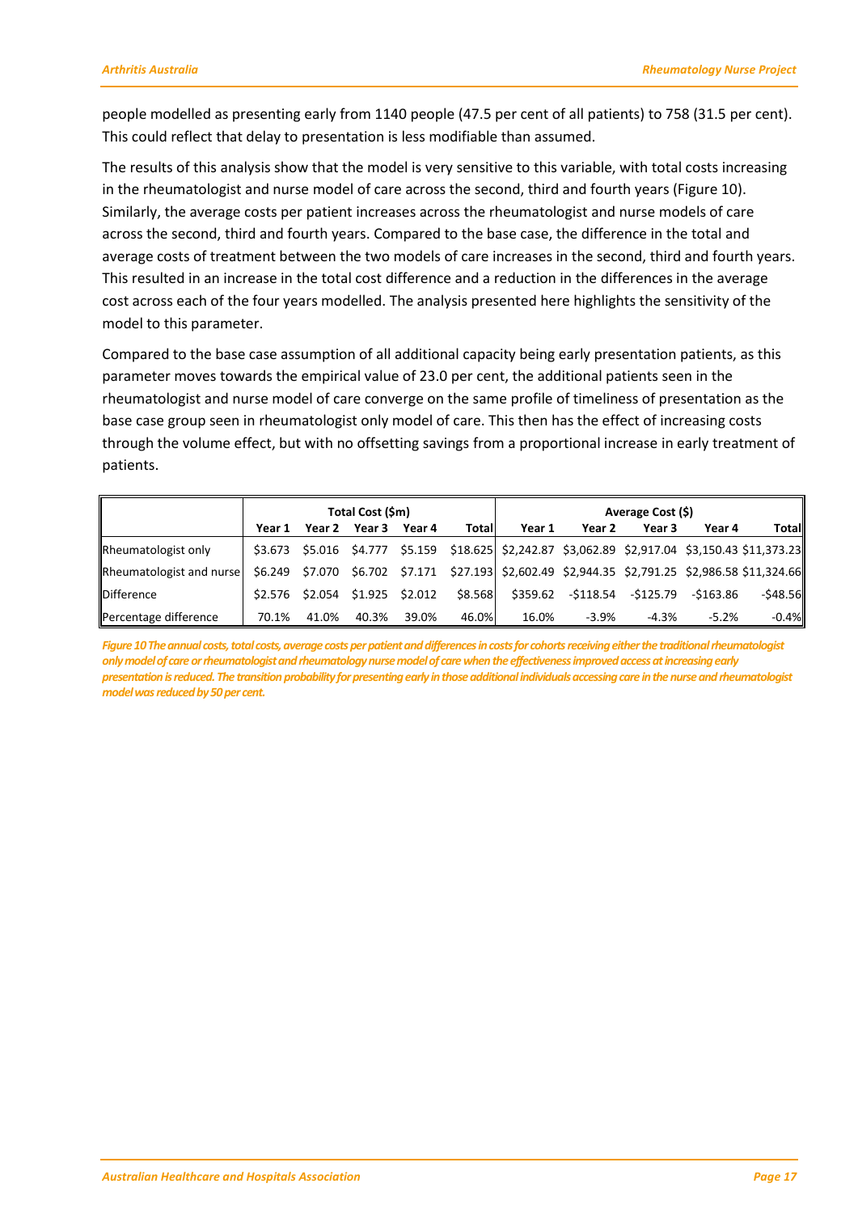people modelled as presenting early from 1140 people (47.5 per cent of all patients) to 758 (31.5 per cent). This could reflect that delay to presentation is less modifiable than assumed.

The results of this analysis show that the model is very sensitive to this variable, with total costs increasing in the rheumatologist and nurse model of care across the second, third and fourth years (Figure 10). Similarly, the average costs per patient increases across the rheumatologist and nurse models of care across the second, third and fourth years. Compared to the base case, the difference in the total and average costs of treatment between the two models of care increases in the second, third and fourth years. This resulted in an increase in the total cost difference and a reduction in the differences in the average cost across each of the four years modelled. The analysis presented here highlights the sensitivity of the model to this parameter.

Compared to the base case assumption of all additional capacity being early presentation patients, as this parameter moves towards the empirical value of 23.0 per cent, the additional patients seen in the rheumatologist and nurse model of care converge on the same profile of timeliness of presentation as the base case group seen in rheumatologist only model of care. This then has the effect of increasing costs through the volume effect, but with no offsetting savings from a proportional increase in early treatment of patients.

| | Total Cost ($m) | | | | | Average Cost ($) | | | | |
|---|---|---|---|---|---|---|---|---|---|---|
| | Year 1 | Year 2 | Year 3 | Year 4 | Total | Year 1 | Year 2 | Year 3 | Year 4 | Total |
| Rheumatologist only | $3.673 | $5.016 | $4.777 | $5.159 | $18.625 | $2,242.87 | $3,062.89 | $2,917.04 | $3,150.43 | $11,373.23 |
| Rheumatologist and nurse | $6.249 | $7.070 | $6.702 | $7.171 | $27.193 | $2,602.49 | $2,944.35 | $2,791.25 | $2,986.58 | $11,324.66 |
| Difference | $2.576 | $2.054 | $1.925 | $2.012 | $8.568 | $359.62 | -$118.54 | -$125.79 | -$163.86 | -$48.56 |
| Percentage difference | 70.1% | 41.0% | 40.3% | 39.0% | 46.0% | 16.0% | -3.9% | -4.3% | -5.2% | -0.4% |

*Figure 10 The annual costs, total costs, average costs per patient and differences in costs for cohorts receiving either the traditional rheumatologist only model of care or rheumatologist and rheumatology nurse model of care when the effectiveness improved access at increasing early presentation is reduced. The transition probability for presenting early in those additional individuals accessing care in the nurse and rheumatologist model was reduced by 50 per cent.*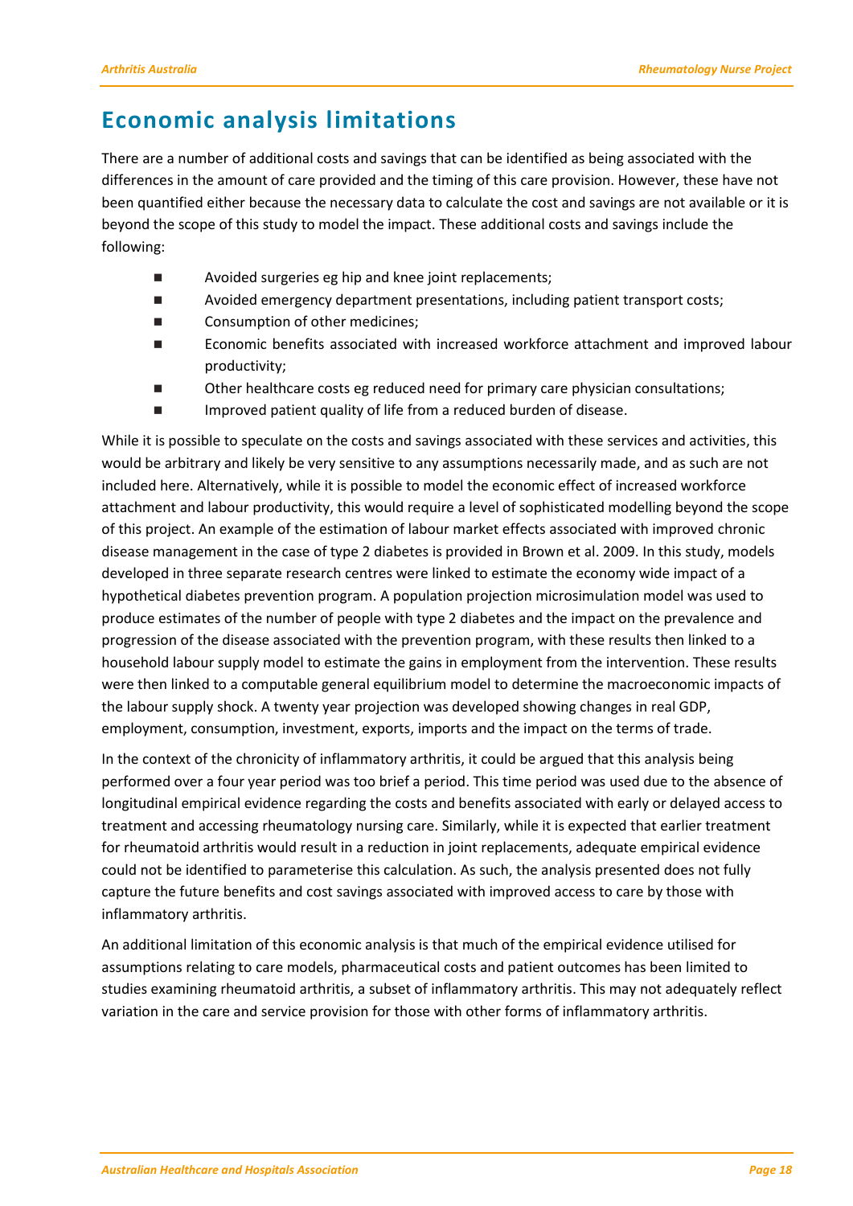# Economic analysis limitations

There are a number of additional costs and savings that can be identified as being associated with the differences in the amount of care provided and the timing of this care provision. However, these have not been quantified either because the necessary data to calculate the cost and savings are not available or it is beyond the scope of this study to model the impact. These additional costs and savings include the following:

- Avoided surgeries eg hip and knee joint replacements;
- Avoided emergency department presentations, including patient transport costs;
- Consumption of other medicines;
- Economic benefits associated with increased workforce attachment and improved labour productivity;
- Other healthcare costs eg reduced need for primary care physician consultations;
- Improved patient quality of life from a reduced burden of disease.

While it is possible to speculate on the costs and savings associated with these services and activities, this would be arbitrary and likely be very sensitive to any assumptions necessarily made, and as such are not included here. Alternatively, while it is possible to model the economic effect of increased workforce attachment and labour productivity, this would require a level of sophisticated modelling beyond the scope of this project. An example of the estimation of labour market effects associated with improved chronic disease management in the case of type 2 diabetes is provided in Brown et al. 2009. In this study, models developed in three separate research centres were linked to estimate the economy wide impact of a hypothetical diabetes prevention program. A population projection microsimulation model was used to produce estimates of the number of people with type 2 diabetes and the impact on the prevalence and progression of the disease associated with the prevention program, with these results then linked to a household labour supply model to estimate the gains in employment from the intervention. These results were then linked to a computable general equilibrium model to determine the macroeconomic impacts of the labour supply shock. A twenty year projection was developed showing changes in real GDP, employment, consumption, investment, exports, imports and the impact on the terms of trade.

In the context of the chronicity of inflammatory arthritis, it could be argued that this analysis being performed over a four year period was too brief a period. This time period was used due to the absence of longitudinal empirical evidence regarding the costs and benefits associated with early or delayed access to treatment and accessing rheumatology nursing care. Similarly, while it is expected that earlier treatment for rheumatoid arthritis would result in a reduction in joint replacements, adequate empirical evidence could not be identified to parameterise this calculation. As such, the analysis presented does not fully capture the future benefits and cost savings associated with improved access to care by those with inflammatory arthritis.

An additional limitation of this economic analysis is that much of the empirical evidence utilised for assumptions relating to care models, pharmaceutical costs and patient outcomes has been limited to studies examining rheumatoid arthritis, a subset of inflammatory arthritis. This may not adequately reflect variation in the care and service provision for those with other forms of inflammatory arthritis.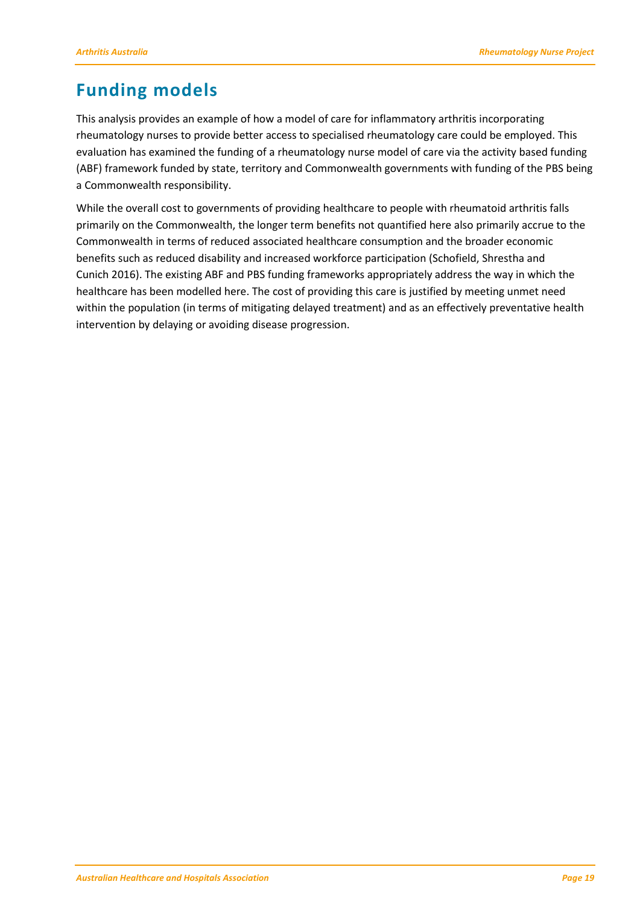# Funding models

This analysis provides an example of how a model of care for inflammatory arthritis incorporating rheumatology nurses to provide better access to specialised rheumatology care could be employed. This evaluation has examined the funding of a rheumatology nurse model of care via the activity based funding (ABF) framework funded by state, territory and Commonwealth governments with funding of the PBS being a Commonwealth responsibility.

While the overall cost to governments of providing healthcare to people with rheumatoid arthritis falls primarily on the Commonwealth, the longer term benefits not quantified here also primarily accrue to the Commonwealth in terms of reduced associated healthcare consumption and the broader economic benefits such as reduced disability and increased workforce participation (Schofield, Shrestha and Cunich 2016). The existing ABF and PBS funding frameworks appropriately address the way in which the healthcare has been modelled here. The cost of providing this care is justified by meeting unmet need within the population (in terms of mitigating delayed treatment) and as an effectively preventative health intervention by delaying or avoiding disease progression.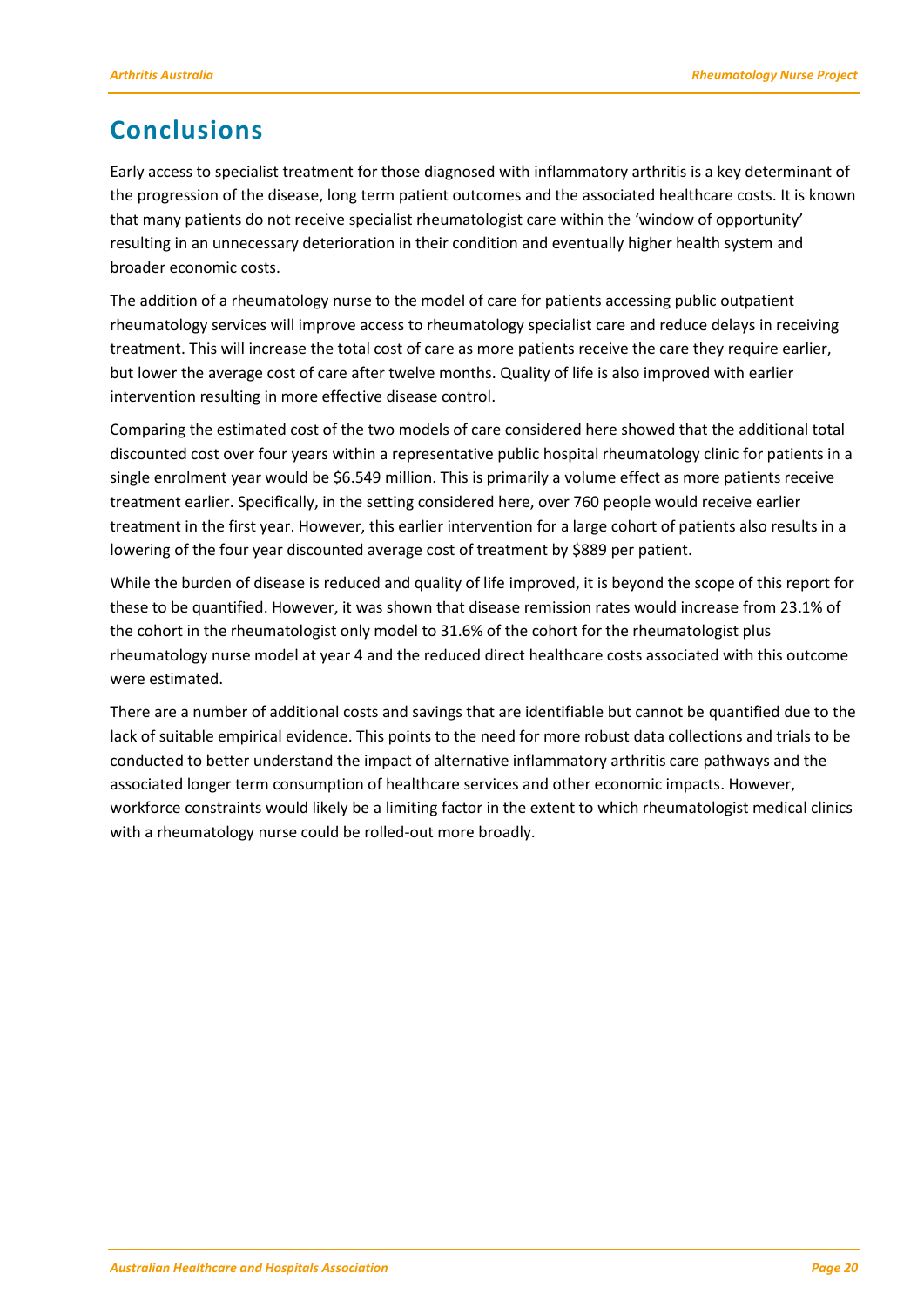# Conclusions

Early access to specialist treatment for those diagnosed with inflammatory arthritis is a key determinant of the progression of the disease, long term patient outcomes and the associated healthcare costs. It is known that many patients do not receive specialist rheumatologist care within the 'window of opportunity' resulting in an unnecessary deterioration in their condition and eventually higher health system and broader economic costs.

The addition of a rheumatology nurse to the model of care for patients accessing public outpatient rheumatology services will improve access to rheumatology specialist care and reduce delays in receiving treatment. This will increase the total cost of care as more patients receive the care they require earlier, but lower the average cost of care after twelve months. Quality of life is also improved with earlier intervention resulting in more effective disease control.

Comparing the estimated cost of the two models of care considered here showed that the additional total discounted cost over four years within a representative public hospital rheumatology clinic for patients in a single enrolment year would be $6.549 million. This is primarily a volume effect as more patients receive treatment earlier. Specifically, in the setting considered here, over 760 people would receive earlier treatment in the first year. However, this earlier intervention for a large cohort of patients also results in a lowering of the four year discounted average cost of treatment by $889 per patient.

While the burden of disease is reduced and quality of life improved, it is beyond the scope of this report for these to be quantified. However, it was shown that disease remission rates would increase from 23.1% of the cohort in the rheumatologist only model to 31.6% of the cohort for the rheumatologist plus rheumatology nurse model at year 4 and the reduced direct healthcare costs associated with this outcome were estimated.

There are a number of additional costs and savings that are identifiable but cannot be quantified due to the lack of suitable empirical evidence. This points to the need for more robust data collections and trials to be conducted to better understand the impact of alternative inflammatory arthritis care pathways and the associated longer term consumption of healthcare services and other economic impacts. However, workforce constraints would likely be a limiting factor in the extent to which rheumatologist medical clinics with a rheumatology nurse could be rolled-out more broadly.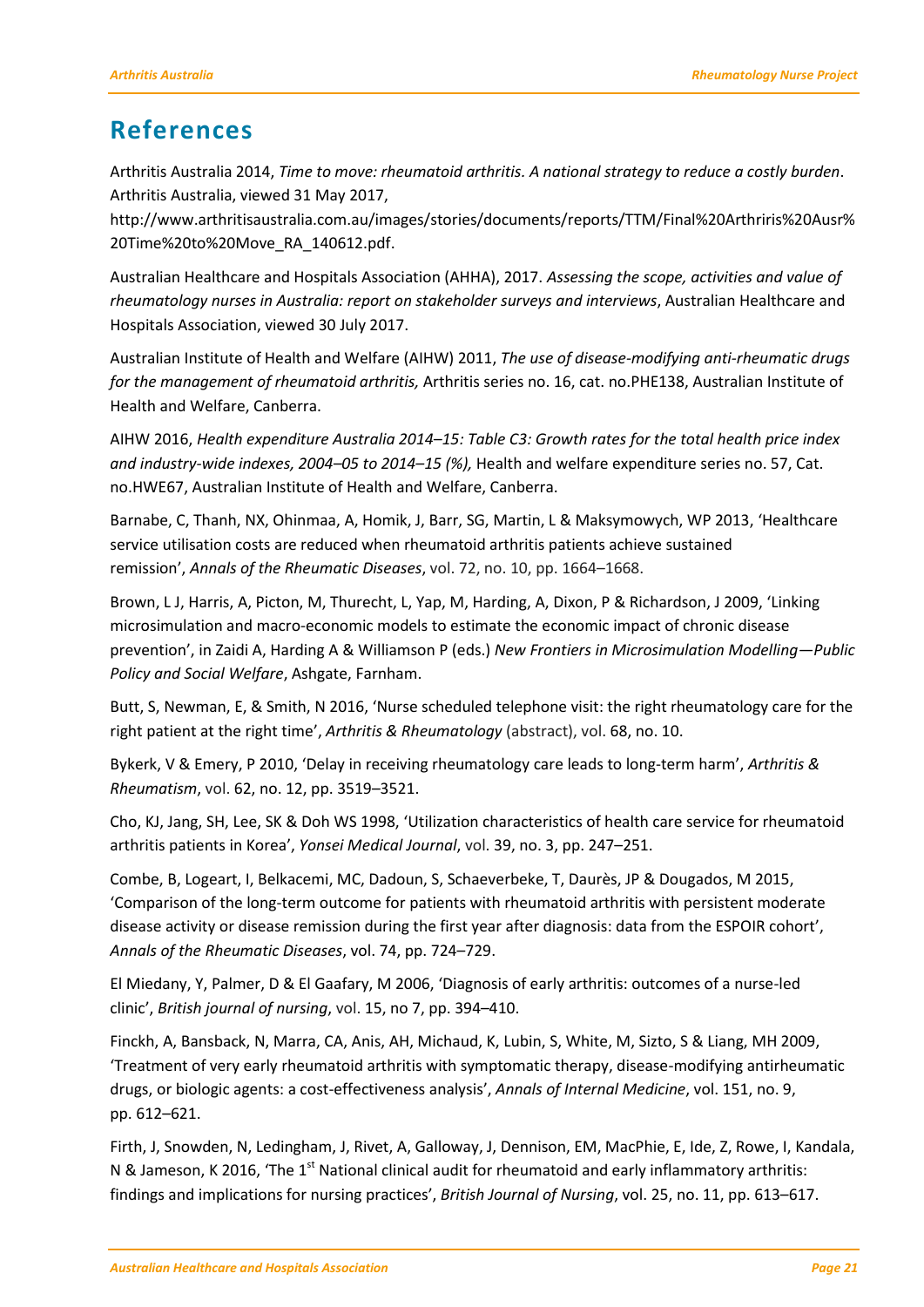# References

Arthritis Australia 2014, *Time to move: rheumatoid arthritis. A national strategy to reduce a costly burden*. Arthritis Australia, viewed 31 May 2017, http://www.arthritisaustralia.com.au/images/stories/documents/reports/TTM/Final%20Arthriris%20Ausr%20Time%20to%20Move_RA_140612.pdf.

Australian Healthcare and Hospitals Association (AHHA), 2017. *Assessing the scope, activities and value of rheumatology nurses in Australia: report on stakeholder surveys and interviews*, Australian Healthcare and Hospitals Association, viewed 30 July 2017.

Australian Institute of Health and Welfare (AIHW) 2011, *The use of disease-modifying anti-rheumatic drugs for the management of rheumatoid arthritis,* Arthritis series no. 16, cat. no.PHE138, Australian Institute of Health and Welfare, Canberra.

AIHW 2016, *Health expenditure Australia 2014–15: Table C3: Growth rates for the total health price index and industry-wide indexes, 2004–05 to 2014–15 (%),* Health and welfare expenditure series no. 57, Cat. no.HWE67, Australian Institute of Health and Welfare, Canberra.

Barnabe, C, Thanh, NX, Ohinmaa, A, Homik, J, Barr, SG, Martin, L & Maksymowych, WP 2013, 'Healthcare service utilisation costs are reduced when rheumatoid arthritis patients achieve sustained remission', *Annals of the Rheumatic Diseases*, vol. 72, no. 10, pp. 1664–1668.

Brown, L J, Harris, A, Picton, M, Thurecht, L, Yap, M, Harding, A, Dixon, P & Richardson, J 2009, 'Linking microsimulation and macro-economic models to estimate the economic impact of chronic disease prevention', in Zaidi A, Harding A & Williamson P (eds.) *New Frontiers in Microsimulation Modelling—Public Policy and Social Welfare*, Ashgate, Farnham.

Butt, S, Newman, E, & Smith, N 2016, 'Nurse scheduled telephone visit: the right rheumatology care for the right patient at the right time', *Arthritis & Rheumatology* (abstract), vol. 68, no. 10.

Bykerk, V & Emery, P 2010, 'Delay in receiving rheumatology care leads to long-term harm', *Arthritis & Rheumatism*, vol. 62, no. 12, pp. 3519–3521.

Cho, KJ, Jang, SH, Lee, SK & Doh WS 1998, 'Utilization characteristics of health care service for rheumatoid arthritis patients in Korea', *Yonsei Medical Journal*, vol. 39, no. 3, pp. 247–251.

Combe, B, Logeart, I, Belkacemi, MC, Dadoun, S, Schaeverbeke, T, Daurès, JP & Dougados, M 2015, 'Comparison of the long-term outcome for patients with rheumatoid arthritis with persistent moderate disease activity or disease remission during the first year after diagnosis: data from the ESPOIR cohort', *Annals of the Rheumatic Diseases*, vol. 74, pp. 724–729.

El Miedany, Y, Palmer, D & El Gaafary, M 2006, 'Diagnosis of early arthritis: outcomes of a nurse-led clinic', *British journal of nursing*, vol. 15, no 7, pp. 394–410.

Finckh, A, Bansback, N, Marra, CA, Anis, AH, Michaud, K, Lubin, S, White, M, Sizto, S & Liang, MH 2009, 'Treatment of very early rheumatoid arthritis with symptomatic therapy, disease-modifying antirheumatic drugs, or biologic agents: a cost-effectiveness analysis', *Annals of Internal Medicine*, vol. 151, no. 9, pp. 612–621.

Firth, J, Snowden, N, Ledingham, J, Rivet, A, Galloway, J, Dennison, EM, MacPhie, E, Ide, Z, Rowe, I, Kandala, N & Jameson, K 2016, 'The 1st National clinical audit for rheumatoid and early inflammatory arthritis: findings and implications for nursing practices', *British Journal of Nursing*, vol. 25, no. 11, pp. 613–617.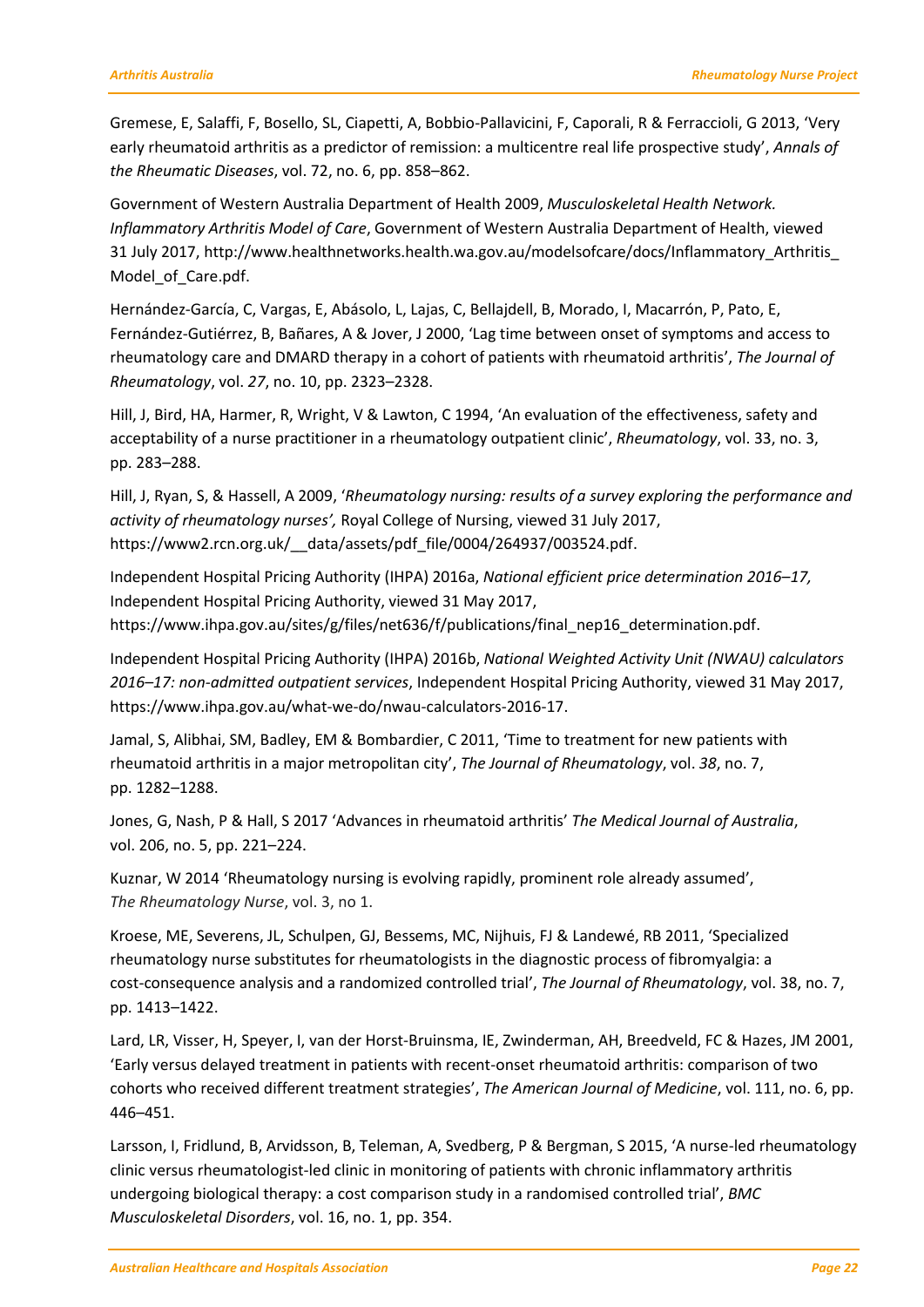Gremese, E, Salaffi, F, Bosello, SL, Ciapetti, A, Bobbio-Pallavicini, F, Caporali, R & Ferraccioli, G 2013, 'Very early rheumatoid arthritis as a predictor of remission: a multicentre real life prospective study', *Annals of the Rheumatic Diseases*, vol. 72, no. 6, pp. 858–862.

Government of Western Australia Department of Health 2009, *Musculoskeletal Health Network. Inflammatory Arthritis Model of Care*, Government of Western Australia Department of Health, viewed 31 July 2017, http://www.healthnetworks.health.wa.gov.au/modelsofcare/docs/Inflammatory_Arthritis_Model_of_Care.pdf.

Hernández-García, C, Vargas, E, Abásolo, L, Lajas, C, Bellajdell, B, Morado, I, Macarrón, P, Pato, E, Fernández-Gutiérrez, B, Bañares, A & Jover, J 2000, 'Lag time between onset of symptoms and access to rheumatology care and DMARD therapy in a cohort of patients with rheumatoid arthritis', *The Journal of Rheumatology*, vol. *27*, no. 10, pp. 2323–2328.

Hill, J, Bird, HA, Harmer, R, Wright, V & Lawton, C 1994, 'An evaluation of the effectiveness, safety and acceptability of a nurse practitioner in a rheumatology outpatient clinic', *Rheumatology*, vol. 33, no. 3, pp. 283–288.

Hill, J, Ryan, S, & Hassell, A 2009, '*Rheumatology nursing: results of a survey exploring the performance and activity of rheumatology nurses',* Royal College of Nursing, viewed 31 July 2017, https://www2.rcn.org.uk/__data/assets/pdf_file/0004/264937/003524.pdf.

Independent Hospital Pricing Authority (IHPA) 2016a, *National efficient price determination 2016–17,* Independent Hospital Pricing Authority, viewed 31 May 2017, https://www.ihpa.gov.au/sites/g/files/net636/f/publications/final_nep16_determination.pdf.

Independent Hospital Pricing Authority (IHPA) 2016b, *National Weighted Activity Unit (NWAU) calculators 2016–17: non-admitted outpatient services*, Independent Hospital Pricing Authority, viewed 31 May 2017, https://www.ihpa.gov.au/what-we-do/nwau-calculators-2016-17.

Jamal, S, Alibhai, SM, Badley, EM & Bombardier, C 2011, 'Time to treatment for new patients with rheumatoid arthritis in a major metropolitan city', *The Journal of Rheumatology*, vol. *38*, no. 7, pp. 1282–1288.

Jones, G, Nash, P & Hall, S 2017 'Advances in rheumatoid arthritis' *The Medical Journal of Australia*, vol. 206, no. 5, pp. 221–224.

Kuznar, W 2014 'Rheumatology nursing is evolving rapidly, prominent role already assumed', *The Rheumatology Nurse*, vol. 3, no 1.

Kroese, ME, Severens, JL, Schulpen, GJ, Bessems, MC, Nijhuis, FJ & Landewé, RB 2011, 'Specialized rheumatology nurse substitutes for rheumatologists in the diagnostic process of fibromyalgia: a cost-consequence analysis and a randomized controlled trial', *The Journal of Rheumatology*, vol. 38, no. 7, pp. 1413–1422.

Lard, LR, Visser, H, Speyer, I, van der Horst-Bruinsma, IE, Zwinderman, AH, Breedveld, FC & Hazes, JM 2001, 'Early versus delayed treatment in patients with recent-onset rheumatoid arthritis: comparison of two cohorts who received different treatment strategies', *The American Journal of Medicine*, vol. 111, no. 6, pp. 446–451.

Larsson, I, Fridlund, B, Arvidsson, B, Teleman, A, Svedberg, P & Bergman, S 2015, 'A nurse-led rheumatology clinic versus rheumatologist-led clinic in monitoring of patients with chronic inflammatory arthritis undergoing biological therapy: a cost comparison study in a randomised controlled trial', *BMC Musculoskeletal Disorders*, vol. 16, no. 1, pp. 354.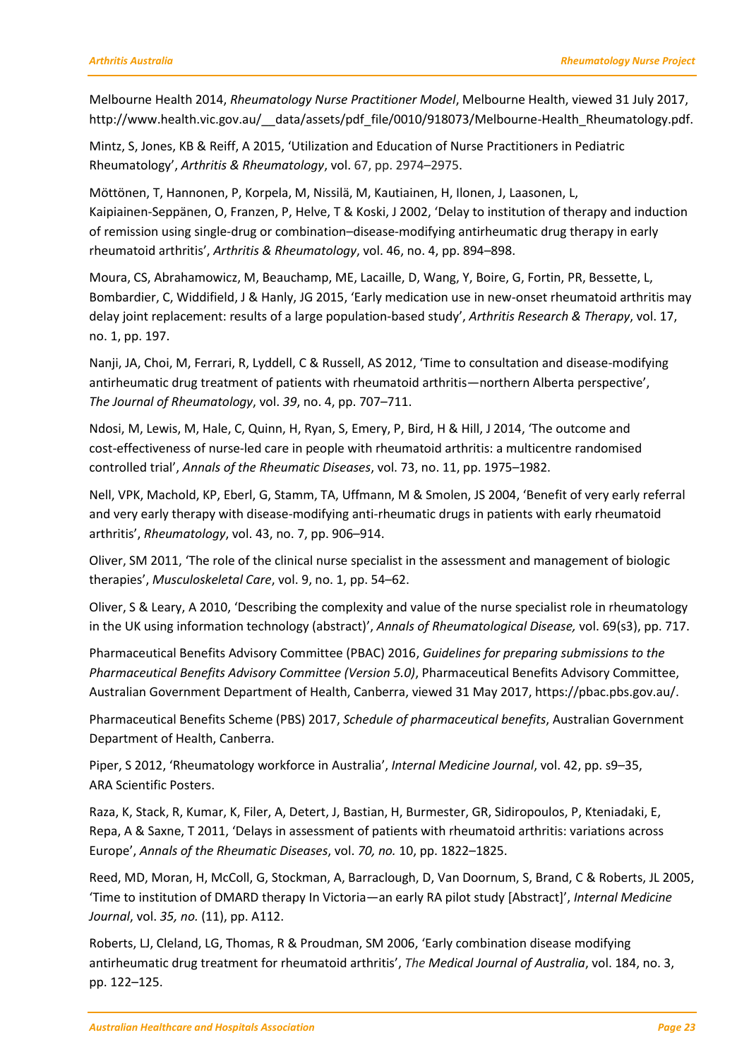Melbourne Health 2014, *Rheumatology Nurse Practitioner Model*, Melbourne Health, viewed 31 July 2017, http://www.health.vic.gov.au/__data/assets/pdf_file/0010/918073/Melbourne-Health_Rheumatology.pdf.

Mintz, S, Jones, KB & Reiff, A 2015, 'Utilization and Education of Nurse Practitioners in Pediatric Rheumatology', *Arthritis & Rheumatology*, vol. 67, pp. 2974–2975.

Möttönen, T, Hannonen, P, Korpela, M, Nissilä, M, Kautiainen, H, Ilonen, J, Laasonen, L, Kaipiainen-Seppänen, O, Franzen, P, Helve, T & Koski, J 2002, 'Delay to institution of therapy and induction of remission using single-drug or combination–disease-modifying antirheumatic drug therapy in early rheumatoid arthritis', *Arthritis & Rheumatology*, vol. 46, no. 4, pp. 894–898.

Moura, CS, Abrahamowicz, M, Beauchamp, ME, Lacaille, D, Wang, Y, Boire, G, Fortin, PR, Bessette, L, Bombardier, C, Widdifield, J & Hanly, JG 2015, 'Early medication use in new-onset rheumatoid arthritis may delay joint replacement: results of a large population-based study', *Arthritis Research & Therapy*, vol. 17, no. 1, pp. 197.

Nanji, JA, Choi, M, Ferrari, R, Lyddell, C & Russell, AS 2012, 'Time to consultation and disease-modifying antirheumatic drug treatment of patients with rheumatoid arthritis—northern Alberta perspective', *The Journal of Rheumatology*, vol. *39*, no. 4, pp. 707–711.

Ndosi, M, Lewis, M, Hale, C, Quinn, H, Ryan, S, Emery, P, Bird, H & Hill, J 2014, 'The outcome and cost-effectiveness of nurse-led care in people with rheumatoid arthritis: a multicentre randomised controlled trial', *Annals of the Rheumatic Diseases*, vol. 73, no. 11, pp. 1975–1982.

Nell, VPK, Machold, KP, Eberl, G, Stamm, TA, Uffmann, M & Smolen, JS 2004, 'Benefit of very early referral and very early therapy with disease-modifying anti-rheumatic drugs in patients with early rheumatoid arthritis', *Rheumatology*, vol. 43, no. 7, pp. 906–914.

Oliver, SM 2011, 'The role of the clinical nurse specialist in the assessment and management of biologic therapies', *Musculoskeletal Care*, vol. 9, no. 1, pp. 54–62.

Oliver, S & Leary, A 2010, 'Describing the complexity and value of the nurse specialist role in rheumatology in the UK using information technology (abstract)', *Annals of Rheumatological Disease,* vol. 69(s3), pp. 717.

Pharmaceutical Benefits Advisory Committee (PBAC) 2016, *Guidelines for preparing submissions to the Pharmaceutical Benefits Advisory Committee (Version 5.0)*, Pharmaceutical Benefits Advisory Committee, Australian Government Department of Health, Canberra, viewed 31 May 2017, https://pbac.pbs.gov.au/.

Pharmaceutical Benefits Scheme (PBS) 2017, *Schedule of pharmaceutical benefits*, Australian Government Department of Health, Canberra.

Piper, S 2012, 'Rheumatology workforce in Australia', *Internal Medicine Journal*, vol. 42, pp. s9–35, ARA Scientific Posters.

Raza, K, Stack, R, Kumar, K, Filer, A, Detert, J, Bastian, H, Burmester, GR, Sidiropoulos, P, Kteniadaki, E, Repa, A & Saxne, T 2011, 'Delays in assessment of patients with rheumatoid arthritis: variations across Europe', *Annals of the Rheumatic Diseases*, vol. *70, no.* 10, pp. 1822–1825.

Reed, MD, Moran, H, McColl, G, Stockman, A, Barraclough, D, Van Doornum, S, Brand, C & Roberts, JL 2005, 'Time to institution of DMARD therapy In Victoria—an early RA pilot study [Abstract]', *Internal Medicine Journal*, vol. *35, no.* (11), pp. A112.

Roberts, LJ, Cleland, LG, Thomas, R & Proudman, SM 2006, 'Early combination disease modifying antirheumatic drug treatment for rheumatoid arthritis', *The Medical Journal of Australia*, vol. 184, no. 3, pp. 122–125.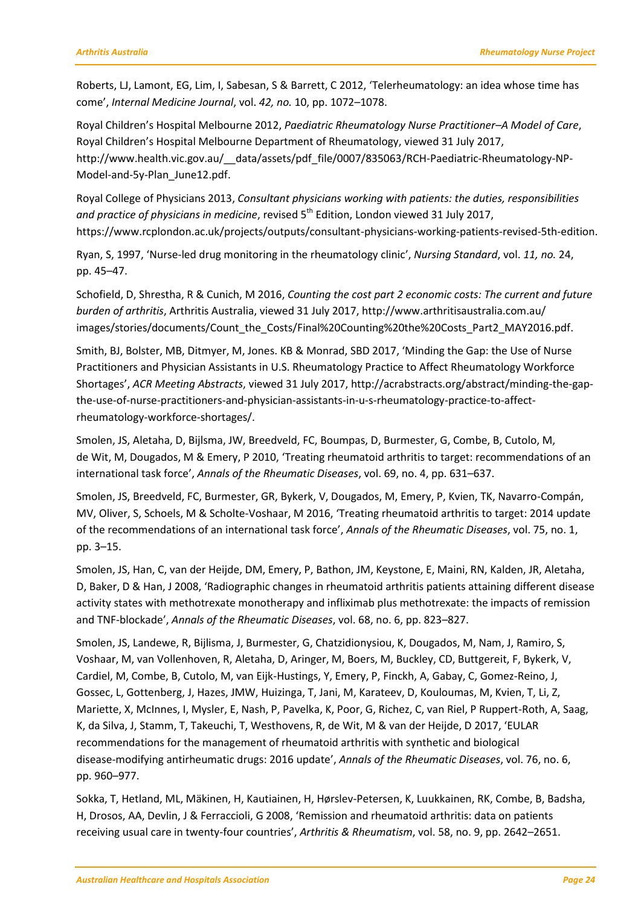Roberts, LJ, Lamont, EG, Lim, I, Sabesan, S & Barrett, C 2012, 'Telerheumatology: an idea whose time has come', *Internal Medicine Journal*, vol. *42, no.* 10, pp. 1072–1078.

Royal Children's Hospital Melbourne 2012, *Paediatric Rheumatology Nurse Practitioner–A Model of Care*, Royal Children's Hospital Melbourne Department of Rheumatology, viewed 31 July 2017, http://www.health.vic.gov.au/__data/assets/pdf_file/0007/835063/RCH-Paediatric-Rheumatology-NP-Model-and-5y-Plan_June12.pdf.

Royal College of Physicians 2013, *Consultant physicians working with patients: the duties, responsibilities and practice of physicians in medicine*, revised 5th Edition, London viewed 31 July 2017, https://www.rcplondon.ac.uk/projects/outputs/consultant-physicians-working-patients-revised-5th-edition.

Ryan, S, 1997, 'Nurse-led drug monitoring in the rheumatology clinic', *Nursing Standard*, vol. *11, no.* 24, pp. 45–47.

Schofield, D, Shrestha, R & Cunich, M 2016, *Counting the cost part 2 economic costs: The current and future burden of arthritis*, Arthritis Australia, viewed 31 July 2017, http://www.arthritisaustralia.com.au/images/stories/documents/Count_the_Costs/Final%20Counting%20the%20Costs_Part2_MAY2016.pdf.

Smith, BJ, Bolster, MB, Ditmyer, M, Jones. KB & Monrad, SBD 2017, 'Minding the Gap: the Use of Nurse Practitioners and Physician Assistants in U.S. Rheumatology Practice to Affect Rheumatology Workforce Shortages', *ACR Meeting Abstracts*, viewed 31 July 2017, http://acrabstracts.org/abstract/minding-the-gap-the-use-of-nurse-practitioners-and-physician-assistants-in-u-s-rheumatology-practice-to-affect-rheumatology-workforce-shortages/.

Smolen, JS, Aletaha, D, Bijlsma, JW, Breedveld, FC, Boumpas, D, Burmester, G, Combe, B, Cutolo, M, de Wit, M, Dougados, M & Emery, P 2010, 'Treating rheumatoid arthritis to target: recommendations of an international task force', *Annals of the Rheumatic Diseases*, vol. 69, no. 4, pp. 631–637.

Smolen, JS, Breedveld, FC, Burmester, GR, Bykerk, V, Dougados, M, Emery, P, Kvien, TK, Navarro-Compán, MV, Oliver, S, Schoels, M & Scholte-Voshaar, M 2016, 'Treating rheumatoid arthritis to target: 2014 update of the recommendations of an international task force', *Annals of the Rheumatic Diseases*, vol. 75, no. 1, pp. 3–15.

Smolen, JS, Han, C, van der Heijde, DM, Emery, P, Bathon, JM, Keystone, E, Maini, RN, Kalden, JR, Aletaha, D, Baker, D & Han, J 2008, 'Radiographic changes in rheumatoid arthritis patients attaining different disease activity states with methotrexate monotherapy and infliximab plus methotrexate: the impacts of remission and TNF-blockade', *Annals of the Rheumatic Diseases*, vol. 68, no. 6, pp. 823–827.

Smolen, JS, Landewe, R, Bijlisma, J, Burmester, G, Chatzidionysiou, K, Dougados, M, Nam, J, Ramiro, S, Voshaar, M, van Vollenhoven, R, Aletaha, D, Aringer, M, Boers, M, Buckley, CD, Buttgereit, F, Bykerk, V, Cardiel, M, Combe, B, Cutolo, M, van Eijk-Hustings, Y, Emery, P, Finckh, A, Gabay, C, Gomez-Reino, J, Gossec, L, Gottenberg, J, Hazes, JMW, Huizinga, T, Jani, M, Karateev, D, Kouloumas, M, Kvien, T, Li, Z, Mariette, X, McInnes, I, Mysler, E, Nash, P, Pavelka, K, Poor, G, Richez, C, van Riel, P Ruppert-Roth, A, Saag, K, da Silva, J, Stamm, T, Takeuchi, T, Westhovens, R, de Wit, M & van der Heijde, D 2017, 'EULAR recommendations for the management of rheumatoid arthritis with synthetic and biological disease-modifying antirheumatic drugs: 2016 update', *Annals of the Rheumatic Diseases*, vol. 76, no. 6, pp. 960–977.

Sokka, T, Hetland, ML, Mäkinen, H, Kautiainen, H, Hørslev-Petersen, K, Luukkainen, RK, Combe, B, Badsha, H, Drosos, AA, Devlin, J & Ferraccioli, G 2008, 'Remission and rheumatoid arthritis: data on patients receiving usual care in twenty-four countries', *Arthritis & Rheumatism*, vol. 58, no. 9, pp. 2642–2651.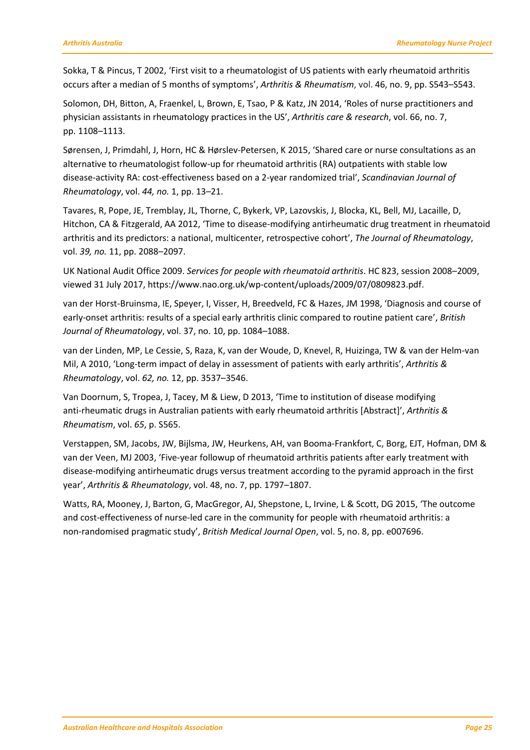Sokka, T & Pincus, T 2002, 'First visit to a rheumatologist of US patients with early rheumatoid arthritis occurs after a median of 5 months of symptoms', *Arthritis & Rheumatism*, vol. 46, no. 9, pp. S543–S543.

Solomon, DH, Bitton, A, Fraenkel, L, Brown, E, Tsao, P & Katz, JN 2014, 'Roles of nurse practitioners and physician assistants in rheumatology practices in the US', *Arthritis care & research*, vol. 66, no. 7, pp. 1108–1113.

Sørensen, J, Primdahl, J, Horn, HC & Hørslev-Petersen, K 2015, 'Shared care or nurse consultations as an alternative to rheumatologist follow-up for rheumatoid arthritis (RA) outpatients with stable low disease-activity RA: cost-effectiveness based on a 2-year randomized trial', *Scandinavian Journal of Rheumatology*, vol. *44, no.* 1, pp. 13–21.

Tavares, R, Pope, JE, Tremblay, JL, Thorne, C, Bykerk, VP, Lazovskis, J, Blocka, KL, Bell, MJ, Lacaille, D, Hitchon, CA & Fitzgerald, AA 2012, 'Time to disease-modifying antirheumatic drug treatment in rheumatoid arthritis and its predictors: a national, multicenter, retrospective cohort', *The Journal of Rheumatology*, vol. *39, no.* 11, pp. 2088–2097.

UK National Audit Office 2009. *Services for people with rheumatoid arthritis*. HC 823, session 2008–2009, viewed 31 July 2017, https://www.nao.org.uk/wp-content/uploads/2009/07/0809823.pdf.

van der Horst-Bruinsma, IE, Speyer, I, Visser, H, Breedveld, FC & Hazes, JM 1998, 'Diagnosis and course of early-onset arthritis: results of a special early arthritis clinic compared to routine patient care', *British Journal of Rheumatology*, vol. 37, no. 10, pp. 1084–1088.

van der Linden, MP, Le Cessie, S, Raza, K, van der Woude, D, Knevel, R, Huizinga, TW & van der Helm-van Mil, A 2010, 'Long-term impact of delay in assessment of patients with early arthritis', *Arthritis & Rheumatology*, vol. *62, no.* 12, pp. 3537–3546.

Van Doornum, S, Tropea, J, Tacey, M & Liew, D 2013, 'Time to institution of disease modifying anti-rheumatic drugs in Australian patients with early rheumatoid arthritis [Abstract]', *Arthritis & Rheumatism*, vol. *65*, p. S565.

Verstappen, SM, Jacobs, JW, Bijlsma, JW, Heurkens, AH, van Booma-Frankfort, C, Borg, EJT, Hofman, DM & van der Veen, MJ 2003, 'Five-year followup of rheumatoid arthritis patients after early treatment with disease-modifying antirheumatic drugs versus treatment according to the pyramid approach in the first year', *Arthritis & Rheumatology*, vol. 48, no. 7, pp. 1797–1807.

Watts, RA, Mooney, J, Barton, G, MacGregor, AJ, Shepstone, L, Irvine, L & Scott, DG 2015, 'The outcome and cost-effectiveness of nurse-led care in the community for people with rheumatoid arthritis: a non-randomised pragmatic study', *British Medical Journal Open*, vol. 5, no. 8, pp. e007696.